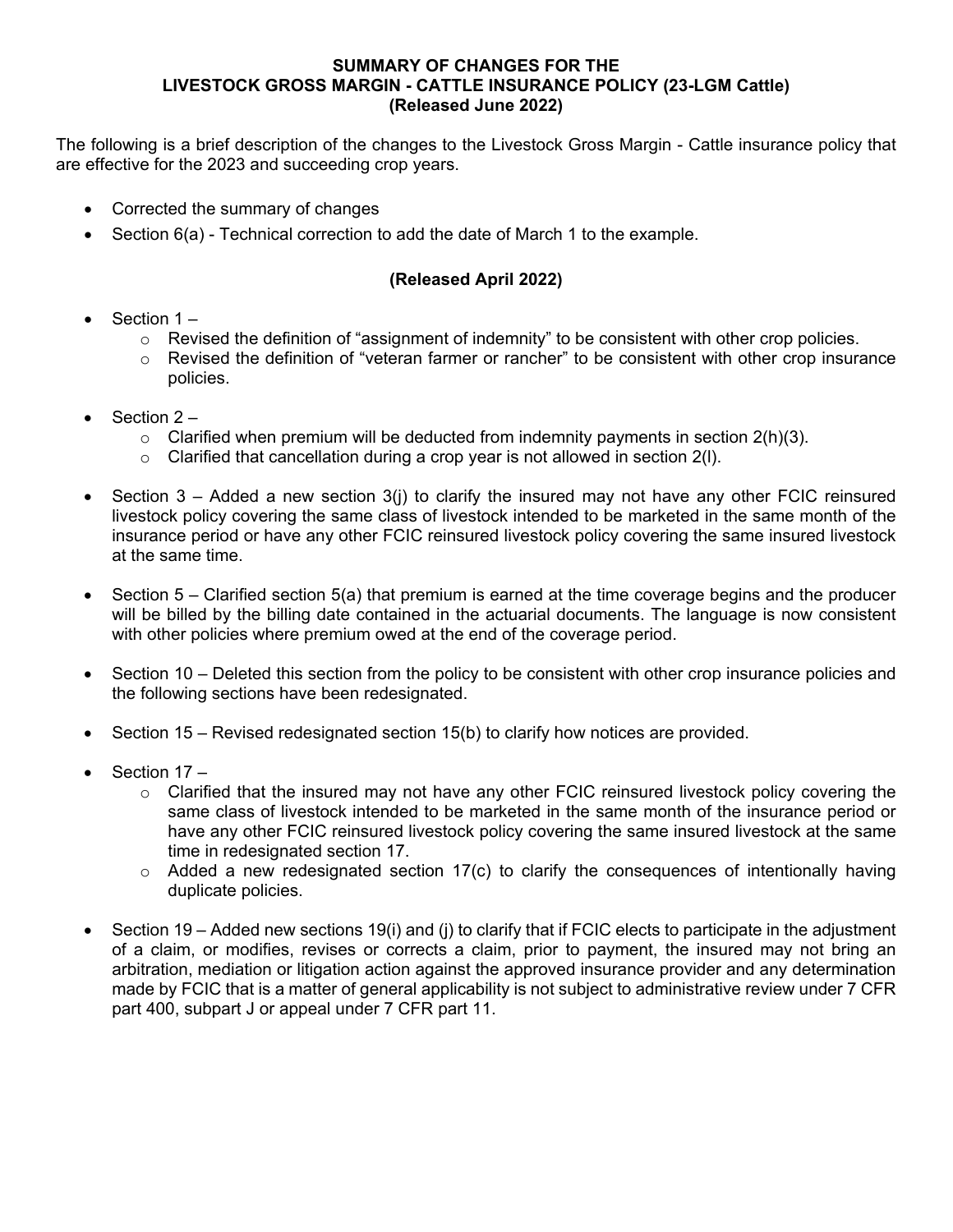# SUMMARY OF CHANGES FOR THE LIVESTOCK GROSS MARGIN - CATTLE INSURANCE POLICY (23-LGM Cattle)

**(Released June 2022)**

The following is a brief description of the changes to the Livestock Gross Margin - Cattle insurance policy that are effective for the 2023 and succeeding crop years.

- Corrected the summary of changes
- Section 6(a) - Technical correction to add the date of March 1 to the example.

## (Released April 2022)

- Section 1 –
  - Revised the definition of "assignment of indemnity" to be consistent with other crop policies.
  - Revised the definition of "veteran farmer or rancher" to be consistent with other crop insurance policies.
- Section 2 –
  - Clarified when premium will be deducted from indemnity payments in section 2(h)(3).
  - Clarified that cancellation during a crop year is not allowed in section 2(l).
- Section 3 – Added a new section 3(j) to clarify the insured may not have any other FCIC reinsured livestock policy covering the same class of livestock intended to be marketed in the same month of the insurance period or have any other FCIC reinsured livestock policy covering the same insured livestock at the same time.
- Section 5 – Clarified section 5(a) that premium is earned at the time coverage begins and the producer will be billed by the billing date contained in the actuarial documents. The language is now consistent with other policies where premium owed at the end of the coverage period.
- Section 10 – Deleted this section from the policy to be consistent with other crop insurance policies and the following sections have been redesignated.
- Section 15 – Revised redesignated section 15(b) to clarify how notices are provided.
- Section 17 –
  - Clarified that the insured may not have any other FCIC reinsured livestock policy covering the same class of livestock intended to be marketed in the same month of the insurance period or have any other FCIC reinsured livestock policy covering the same insured livestock at the same time in redesignated section 17.
  - Added a new redesignated section 17(c) to clarify the consequences of intentionally having duplicate policies.
- Section 19 – Added new sections 19(i) and (j) to clarify that if FCIC elects to participate in the adjustment of a claim, or modifies, revises or corrects a claim, prior to payment, the insured may not bring an arbitration, mediation or litigation action against the approved insurance provider and any determination made by FCIC that is a matter of general applicability is not subject to administrative review under 7 CFR part 400, subpart J or appeal under 7 CFR part 11.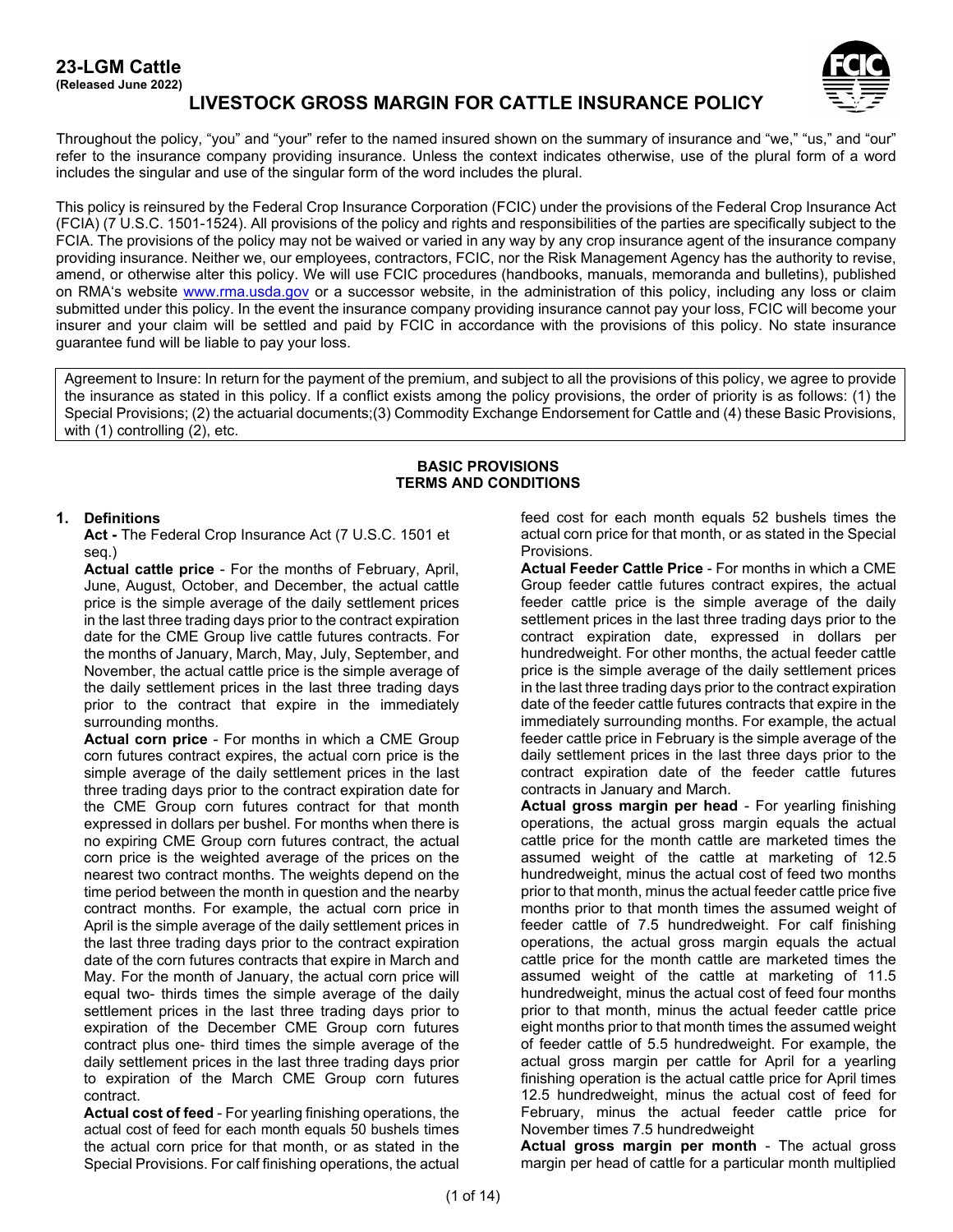# 23-LGM Cattle
**(Released June 2022)**

# LIVESTOCK GROSS MARGIN FOR CATTLE INSURANCE POLICY

Throughout the policy, "you" and "your" refer to the named insured shown on the summary of insurance and "we," "us," and "our" refer to the insurance company providing insurance. Unless the context indicates otherwise, use of the plural form of a word includes the singular and use of the singular form of the word includes the plural.

This policy is reinsured by the Federal Crop Insurance Corporation (FCIC) under the provisions of the Federal Crop Insurance Act (FCIA) (7 U.S.C. 1501-1524). All provisions of the policy and rights and responsibilities of the parties are specifically subject to the FCIA. The provisions of the policy may not be waived or varied in any way by any crop insurance agent of the insurance company providing insurance. Neither we, our employees, contractors, FCIC, nor the Risk Management Agency has the authority to revise, amend, or otherwise alter this policy. We will use FCIC procedures (handbooks, manuals, memoranda and bulletins), published on RMA's website www.rma.usda.gov or a successor website, in the administration of this policy, including any loss or claim submitted under this policy. In the event the insurance company providing insurance cannot pay your loss, FCIC will become your insurer and your claim will be settled and paid by FCIC in accordance with the provisions of this policy. No state insurance guarantee fund will be liable to pay your loss.

Agreement to Insure: In return for the payment of the premium, and subject to all the provisions of this policy, we agree to provide the insurance as stated in this policy. If a conflict exists among the policy provisions, the order of priority is as follows: (1) the Special Provisions; (2) the actuarial documents;(3) Commodity Exchange Endorsement for Cattle and (4) these Basic Provisions, with (1) controlling (2), etc.

## BASIC PROVISIONS
## TERMS AND CONDITIONS

### 1. Definitions

**Act -** The Federal Crop Insurance Act (7 U.S.C. 1501 et seq.)

**Actual cattle price** - For the months of February, April, June, August, October, and December, the actual cattle price is the simple average of the daily settlement prices in the last three trading days prior to the contract expiration date for the CME Group live cattle futures contracts. For the months of January, March, May, July, September, and November, the actual cattle price is the simple average of the daily settlement prices in the last three trading days prior to the contract that expire in the immediately surrounding months.

**Actual corn price** - For months in which a CME Group corn futures contract expires, the actual corn price is the simple average of the daily settlement prices in the last three trading days prior to the contract expiration date for the CME Group corn futures contract for that month expressed in dollars per bushel. For months when there is no expiring CME Group corn futures contract, the actual corn price is the weighted average of the prices on the nearest two contract months. The weights depend on the time period between the month in question and the nearby contract months. For example, the actual corn price in April is the simple average of the daily settlement prices in the last three trading days prior to the contract expiration date of the corn futures contracts that expire in March and May. For the month of January, the actual corn price will equal two- thirds times the simple average of the daily settlement prices in the last three trading days prior to expiration of the December CME Group corn futures contract plus one- third times the simple average of the daily settlement prices in the last three trading days prior to expiration of the March CME Group corn futures contract.

**Actual cost of feed** - For yearling finishing operations, the actual cost of feed for each month equals 50 bushels times the actual corn price for that month, or as stated in the Special Provisions. For calf finishing operations, the actual feed cost for each month equals 52 bushels times the actual corn price for that month, or as stated in the Special Provisions.

**Actual Feeder Cattle Price** - For months in which a CME Group feeder cattle futures contract expires, the actual feeder cattle price is the simple average of the daily settlement prices in the last three trading days prior to the contract expiration date, expressed in dollars per hundredweight. For other months, the actual feeder cattle price is the simple average of the daily settlement prices in the last three trading days prior to the contract expiration date of the feeder cattle futures contracts that expire in the immediately surrounding months. For example, the actual feeder cattle price in February is the simple average of the daily settlement prices in the last three days prior to the contract expiration date of the feeder cattle futures contracts in January and March.

**Actual gross margin per head** - For yearling finishing operations, the actual gross margin equals the actual cattle price for the month cattle are marketed times the assumed weight of the cattle at marketing of 12.5 hundredweight, minus the actual cost of feed two months prior to that month, minus the actual feeder cattle price five months prior to that month times the assumed weight of feeder cattle of 7.5 hundredweight. For calf finishing operations, the actual gross margin equals the actual cattle price for the month cattle are marketed times the assumed weight of the cattle at marketing of 11.5 hundredweight, minus the actual cost of feed four months prior to that month, minus the actual feeder cattle price eight months prior to that month times the assumed weight of feeder cattle of 5.5 hundredweight. For example, the actual gross margin per cattle for April for a yearling finishing operation is the actual cattle price for April times 12.5 hundredweight, minus the actual cost of feed for February, minus the actual feeder cattle price for November times 7.5 hundredweight

**Actual gross margin per month** - The actual gross margin per head of cattle for a particular month multiplied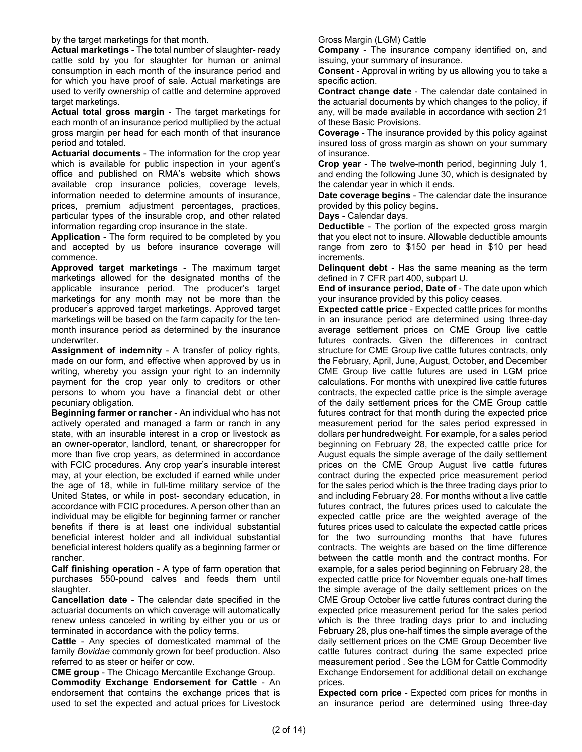by the target marketings for that month.

**Actual marketings** - The total number of slaughter- ready cattle sold by you for slaughter for human or animal consumption in each month of the insurance period and for which you have proof of sale. Actual marketings are used to verify ownership of cattle and determine approved target marketings.

**Actual total gross margin** - The target marketings for each month of an insurance period multiplied by the actual gross margin per head for each month of that insurance period and totaled.

**Actuarial documents** - The information for the crop year which is available for public inspection in your agent's office and published on RMA's website which shows available crop insurance policies, coverage levels, information needed to determine amounts of insurance, prices, premium adjustment percentages, practices, particular types of the insurable crop, and other related information regarding crop insurance in the state.

**Application** - The form required to be completed by you and accepted by us before insurance coverage will commence.

**Approved target marketings** - The maximum target marketings allowed for the designated months of the applicable insurance period. The producer's target marketings for any month may not be more than the producer's approved target marketings. Approved target marketings will be based on the farm capacity for the ten-month insurance period as determined by the insurance underwriter.

**Assignment of indemnity** - A transfer of policy rights, made on our form, and effective when approved by us in writing, whereby you assign your right to an indemnity payment for the crop year only to creditors or other persons to whom you have a financial debt or other pecuniary obligation.

**Beginning farmer or rancher** - An individual who has not actively operated and managed a farm or ranch in any state, with an insurable interest in a crop or livestock as an owner-operator, landlord, tenant, or sharecropper for more than five crop years, as determined in accordance with FCIC procedures. Any crop year's insurable interest may, at your election, be excluded if earned while under the age of 18, while in full-time military service of the United States, or while in post- secondary education, in accordance with FCIC procedures. A person other than an individual may be eligible for beginning farmer or rancher benefits if there is at least one individual substantial beneficial interest holder and all individual substantial beneficial interest holders qualify as a beginning farmer or rancher.

**Calf finishing operation** - A type of farm operation that purchases 550-pound calves and feeds them until slaughter.

**Cancellation date** - The calendar date specified in the actuarial documents on which coverage will automatically renew unless canceled in writing by either you or us or terminated in accordance with the policy terms.

**Cattle** - Any species of domesticated mammal of the family *Bovidae* commonly grown for beef production. Also referred to as steer or heifer or cow.

**CME group** - The Chicago Mercantile Exchange Group.

**Commodity Exchange Endorsement for Cattle** - An endorsement that contains the exchange prices that is used to set the expected and actual prices for Livestock Gross Margin (LGM) Cattle

**Company** - The insurance company identified on, and issuing, your summary of insurance.

**Consent** - Approval in writing by us allowing you to take a specific action.

**Contract change date** - The calendar date contained in the actuarial documents by which changes to the policy, if any, will be made available in accordance with section 21 of these Basic Provisions.

**Coverage** - The insurance provided by this policy against insured loss of gross margin as shown on your summary of insurance.

**Crop year** - The twelve-month period, beginning July 1, and ending the following June 30, which is designated by the calendar year in which it ends.

**Date coverage begins** - The calendar date the insurance provided by this policy begins.

**Days** - Calendar days.

**Deductible** - The portion of the expected gross margin that you elect not to insure. Allowable deductible amounts range from zero to $150 per head in $10 per head increments.

**Delinquent debt** - Has the same meaning as the term defined in 7 CFR part 400, subpart U.

**End of insurance period, Date of** - The date upon which your insurance provided by this policy ceases.

**Expected cattle price** - Expected cattle prices for months in an insurance period are determined using three-day average settlement prices on CME Group live cattle futures contracts. Given the differences in contract structure for CME Group live cattle futures contracts, only the February, April, June, August, October, and December CME Group live cattle futures are used in LGM price calculations. For months with unexpired live cattle futures contracts, the expected cattle price is the simple average of the daily settlement prices for the CME Group cattle futures contract for that month during the expected price measurement period for the sales period expressed in dollars per hundredweight. For example, for a sales period beginning on February 28, the expected cattle price for August equals the simple average of the daily settlement prices on the CME Group August live cattle futures contract during the expected price measurement period for the sales period which is the three trading days prior to and including February 28. For months without a live cattle futures contract, the futures prices used to calculate the expected cattle price are the weighted average of the futures prices used to calculate the expected cattle prices for the two surrounding months that have futures contracts. The weights are based on the time difference between the cattle month and the contract months. For example, for a sales period beginning on February 28, the expected cattle price for November equals one-half times the simple average of the daily settlement prices on the CME Group October live cattle futures contract during the expected price measurement period for the sales period which is the three trading days prior to and including February 28, plus one-half times the simple average of the daily settlement prices on the CME Group December live cattle futures contract during the same expected price measurement period . See the LGM for Cattle Commodity Exchange Endorsement for additional detail on exchange prices.

**Expected corn price** - Expected corn prices for months in an insurance period are determined using three-day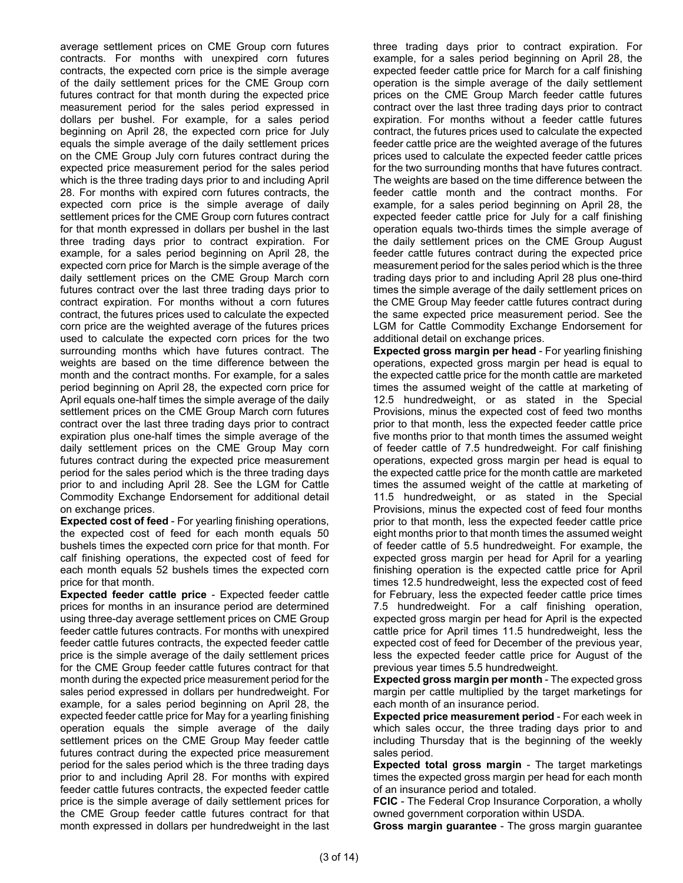average settlement prices on CME Group corn futures contracts. For months with unexpired corn futures contracts, the expected corn price is the simple average of the daily settlement prices for the CME Group corn futures contract for that month during the expected price measurement period for the sales period expressed in dollars per bushel. For example, for a sales period beginning on April 28, the expected corn price for July equals the simple average of the daily settlement prices on the CME Group July corn futures contract during the expected price measurement period for the sales period which is the three trading days prior to and including April 28. For months with expired corn futures contracts, the expected corn price is the simple average of daily settlement prices for the CME Group corn futures contract for that month expressed in dollars per bushel in the last three trading days prior to contract expiration. For example, for a sales period beginning on April 28, the expected corn price for March is the simple average of the daily settlement prices on the CME Group March corn futures contract over the last three trading days prior to contract expiration. For months without a corn futures contract, the futures prices used to calculate the expected corn price are the weighted average of the futures prices used to calculate the expected corn prices for the two surrounding months which have futures contract. The weights are based on the time difference between the month and the contract months. For example, for a sales period beginning on April 28, the expected corn price for April equals one-half times the simple average of the daily settlement prices on the CME Group March corn futures contract over the last three trading days prior to contract expiration plus one-half times the simple average of the daily settlement prices on the CME Group May corn futures contract during the expected price measurement period for the sales period which is the three trading days prior to and including April 28. See the LGM for Cattle Commodity Exchange Endorsement for additional detail on exchange prices.

**Expected cost of feed** - For yearling finishing operations, the expected cost of feed for each month equals 50 bushels times the expected corn price for that month. For calf finishing operations, the expected cost of feed for each month equals 52 bushels times the expected corn price for that month.

**Expected feeder cattle price** - Expected feeder cattle prices for months in an insurance period are determined using three-day average settlement prices on CME Group feeder cattle futures contracts. For months with unexpired feeder cattle futures contracts, the expected feeder cattle price is the simple average of the daily settlement prices for the CME Group feeder cattle futures contract for that month during the expected price measurement period for the sales period expressed in dollars per hundredweight. For example, for a sales period beginning on April 28, the expected feeder cattle price for May for a yearling finishing operation equals the simple average of the daily settlement prices on the CME Group May feeder cattle futures contract during the expected price measurement period for the sales period which is the three trading days prior to and including April 28. For months with expired feeder cattle futures contracts, the expected feeder cattle price is the simple average of daily settlement prices for the CME Group feeder cattle futures contract for that month expressed in dollars per hundredweight in the last three trading days prior to contract expiration. For example, for a sales period beginning on April 28, the expected feeder cattle price for March for a calf finishing operation is the simple average of the daily settlement prices on the CME Group March feeder cattle futures contract over the last three trading days prior to contract expiration. For months without a feeder cattle futures contract, the futures prices used to calculate the expected feeder cattle price are the weighted average of the futures prices used to calculate the expected feeder cattle prices for the two surrounding months that have futures contract. The weights are based on the time difference between the feeder cattle month and the contract months. For example, for a sales period beginning on April 28, the expected feeder cattle price for July for a calf finishing operation equals two-thirds times the simple average of the daily settlement prices on the CME Group August feeder cattle futures contract during the expected price measurement period for the sales period which is the three trading days prior to and including April 28 plus one-third times the simple average of the daily settlement prices on the CME Group May feeder cattle futures contract during the same expected price measurement period. See the LGM for Cattle Commodity Exchange Endorsement for additional detail on exchange prices.

**Expected gross margin per head** - For yearling finishing operations, expected gross margin per head is equal to the expected cattle price for the month cattle are marketed times the assumed weight of the cattle at marketing of 12.5 hundredweight, or as stated in the Special Provisions, minus the expected cost of feed two months prior to that month, less the expected feeder cattle price five months prior to that month times the assumed weight of feeder cattle of 7.5 hundredweight. For calf finishing operations, expected gross margin per head is equal to the expected cattle price for the month cattle are marketed times the assumed weight of the cattle at marketing of 11.5 hundredweight, or as stated in the Special Provisions, minus the expected cost of feed four months prior to that month, less the expected feeder cattle price eight months prior to that month times the assumed weight of feeder cattle of 5.5 hundredweight. For example, the expected gross margin per head for April for a yearling finishing operation is the expected cattle price for April times 12.5 hundredweight, less the expected cost of feed for February, less the expected feeder cattle price times 7.5 hundredweight. For a calf finishing operation, expected gross margin per head for April is the expected cattle price for April times 11.5 hundredweight, less the expected cost of feed for December of the previous year, less the expected feeder cattle price for August of the previous year times 5.5 hundredweight.

**Expected gross margin per month** - The expected gross margin per cattle multiplied by the target marketings for each month of an insurance period.

**Expected price measurement period** - For each week in which sales occur, the three trading days prior to and including Thursday that is the beginning of the weekly sales period.

**Expected total gross margin** - The target marketings times the expected gross margin per head for each month of an insurance period and totaled.

**FCIC** - The Federal Crop Insurance Corporation, a wholly owned government corporation within USDA.

**Gross margin guarantee** - The gross margin guarantee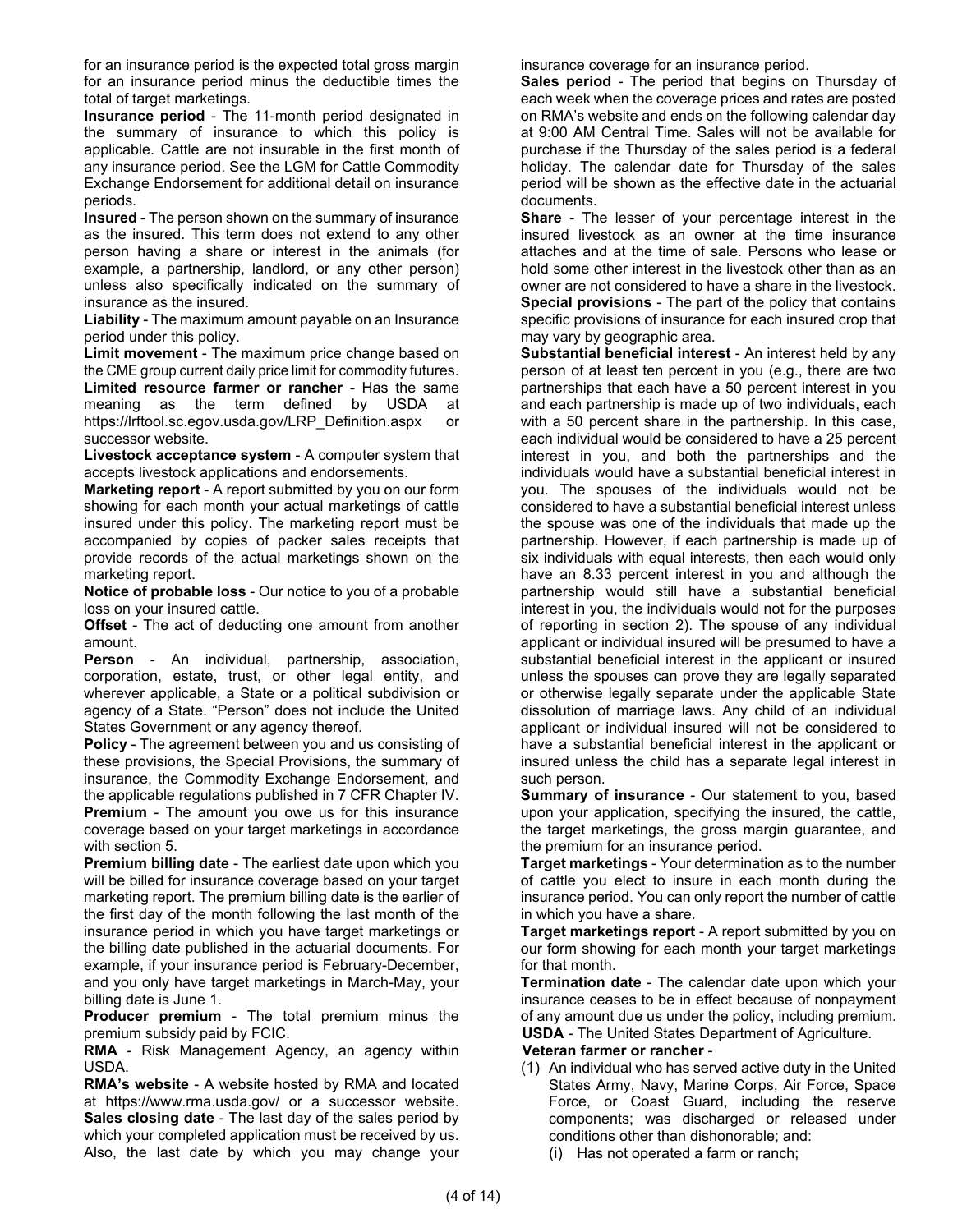for an insurance period is the expected total gross margin for an insurance period minus the deductible times the total of target marketings.

**Insurance period** - The 11-month period designated in the summary of insurance to which this policy is applicable. Cattle are not insurable in the first month of any insurance period. See the LGM for Cattle Commodity Exchange Endorsement for additional detail on insurance periods.

**Insured** - The person shown on the summary of insurance as the insured. This term does not extend to any other person having a share or interest in the animals (for example, a partnership, landlord, or any other person) unless also specifically indicated on the summary of insurance as the insured.

**Liability** - The maximum amount payable on an Insurance period under this policy.

**Limit movement** - The maximum price change based on the CME group current daily price limit for commodity futures.

**Limited resource farmer or rancher** - Has the same meaning as the term defined by USDA at https://lrftool.sc.egov.usda.gov/LRP_Definition.aspx or successor website.

**Livestock acceptance system** - A computer system that accepts livestock applications and endorsements.

**Marketing report** - A report submitted by you on our form showing for each month your actual marketings of cattle insured under this policy. The marketing report must be accompanied by copies of packer sales receipts that provide records of the actual marketings shown on the marketing report.

**Notice of probable loss** - Our notice to you of a probable loss on your insured cattle.

**Offset** - The act of deducting one amount from another amount.

**Person** - An individual, partnership, association, corporation, estate, trust, or other legal entity, and wherever applicable, a State or a political subdivision or agency of a State. "Person" does not include the United States Government or any agency thereof.

**Policy** - The agreement between you and us consisting of these provisions, the Special Provisions, the summary of insurance, the Commodity Exchange Endorsement, and the applicable regulations published in 7 CFR Chapter IV.

**Premium** - The amount you owe us for this insurance coverage based on your target marketings in accordance with section 5.

**Premium billing date** - The earliest date upon which you will be billed for insurance coverage based on your target marketing report. The premium billing date is the earlier of the first day of the month following the last month of the insurance period in which you have target marketings or the billing date published in the actuarial documents. For example, if your insurance period is February-December, and you only have target marketings in March-May, your billing date is June 1.

**Producer premium** - The total premium minus the premium subsidy paid by FCIC.

**RMA** - Risk Management Agency, an agency within USDA.

**RMA's website** - A website hosted by RMA and located at https://www.rma.usda.gov/ or a successor website.

**Sales closing date** - The last day of the sales period by which your completed application must be received by us. Also, the last date by which you may change your insurance coverage for an insurance period.

**Sales period** - The period that begins on Thursday of each week when the coverage prices and rates are posted on RMA's website and ends on the following calendar day at 9:00 AM Central Time. Sales will not be available for purchase if the Thursday of the sales period is a federal holiday. The calendar date for Thursday of the sales period will be shown as the effective date in the actuarial documents.

**Share** - The lesser of your percentage interest in the insured livestock as an owner at the time insurance attaches and at the time of sale. Persons who lease or hold some other interest in the livestock other than as an owner are not considered to have a share in the livestock.

**Special provisions** - The part of the policy that contains specific provisions of insurance for each insured crop that may vary by geographic area.

**Substantial beneficial interest** - An interest held by any person of at least ten percent in you (e.g., there are two partnerships that each have a 50 percent interest in you and each partnership is made up of two individuals, each with a 50 percent share in the partnership. In this case, each individual would be considered to have a 25 percent interest in you, and both the partnerships and the individuals would have a substantial beneficial interest in you. The spouses of the individuals would not be considered to have a substantial beneficial interest unless the spouse was one of the individuals that made up the partnership. However, if each partnership is made up of six individuals with equal interests, then each would only have an 8.33 percent interest in you and although the partnership would still have a substantial beneficial interest in you, the individuals would not for the purposes of reporting in section 2). The spouse of any individual applicant or individual insured will be presumed to have a substantial beneficial interest in the applicant or insured unless the spouses can prove they are legally separated or otherwise legally separate under the applicable State dissolution of marriage laws. Any child of an individual applicant or individual insured will not be considered to have a substantial beneficial interest in the applicant or insured unless the child has a separate legal interest in such person.

**Summary of insurance** - Our statement to you, based upon your application, specifying the insured, the cattle, the target marketings, the gross margin guarantee, and the premium for an insurance period.

**Target marketings** - Your determination as to the number of cattle you elect to insure in each month during the insurance period. You can only report the number of cattle in which you have a share.

**Target marketings report** - A report submitted by you on our form showing for each month your target marketings for that month.

**Termination date** - The calendar date upon which your insurance ceases to be in effect because of nonpayment of any amount due us under the policy, including premium.

**USDA** - The United States Department of Agriculture.

**Veteran farmer or rancher** -

(1) An individual who has served active duty in the United States Army, Navy, Marine Corps, Air Force, Space Force, or Coast Guard, including the reserve components; was discharged or released under conditions other than dishonorable; and:
   (i) Has not operated a farm or ranch;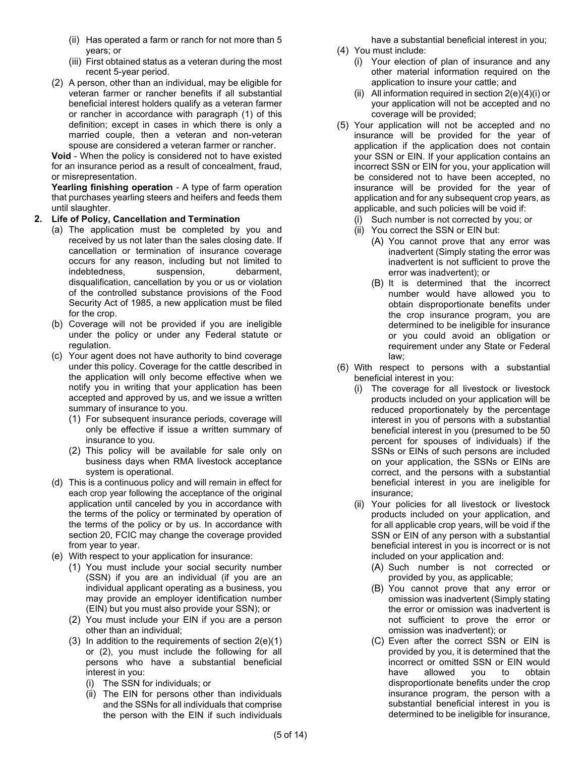(ii) Has operated a farm or ranch for not more than 5 years; or

(iii) First obtained status as a veteran during the most recent 5-year period.

(2) A person, other than an individual, may be eligible for veteran farmer or rancher benefits if all substantial beneficial interest holders qualify as a veteran farmer or rancher in accordance with paragraph (1) of this definition; except in cases in which there is only a married couple, then a veteran and non-veteran spouse are considered a veteran farmer or rancher.

**Void** - When the policy is considered not to have existed for an insurance period as a result of concealment, fraud, or misrepresentation.

**Yearling finishing operation** - A type of farm operation that purchases yearling steers and heifers and feeds them until slaughter.

## 2. Life of Policy, Cancellation and Termination

(a) The application must be completed by you and received by us not later than the sales closing date. If cancellation or termination of insurance coverage occurs for any reason, including but not limited to indebtedness, suspension, debarment, disqualification, cancellation by you or us or violation of the controlled substance provisions of the Food Security Act of 1985, a new application must be filed for the crop.

(b) Coverage will not be provided if you are ineligible under the policy or under any Federal statute or regulation.

(c) Your agent does not have authority to bind coverage under this policy. Coverage for the cattle described in the application will only become effective when we notify you in writing that your application has been accepted and approved by us, and we issue a written summary of insurance to you.

(1) For subsequent insurance periods, coverage will only be effective if issue a written summary of insurance to you.

(2) This policy will be available for sale only on business days when RMA livestock acceptance system is operational.

(d) This is a continuous policy and will remain in effect for each crop year following the acceptance of the original application until canceled by you in accordance with the terms of the policy or terminated by operation of the terms of the policy or by us. In accordance with section 20, FCIC may change the coverage provided from year to year.

(e) With respect to your application for insurance:

(1) You must include your social security number (SSN) if you are an individual (if you are an individual applicant operating as a business, you may provide an employer identification number (EIN) but you must also provide your SSN); or

(2) You must include your EIN if you are a person other than an individual;

(3) In addition to the requirements of section 2(e)(1) or (2), you must include the following for all persons who have a substantial beneficial interest in you:

(i) The SSN for individuals; or

(ii) The EIN for persons other than individuals and the SSNs for all individuals that comprise the person with the EIN if such individuals have a substantial beneficial interest in you;

(4) You must include:

(i) Your election of plan of insurance and any other material information required on the application to insure your cattle; and

(ii) All information required in section 2(e)(4)(i) or your application will not be accepted and no coverage will be provided;

(5) Your application will not be accepted and no insurance will be provided for the year of application if the application does not contain your SSN or EIN. If your application contains an incorrect SSN or EIN for you, your application will be considered not to have been accepted, no insurance will be provided for the year of application and for any subsequent crop years, as applicable, and such policies will be void if:

(i) Such number is not corrected by you; or

(ii) You correct the SSN or EIN but:

(A) You cannot prove that any error was inadvertent (Simply stating the error was inadvertent is not sufficient to prove the error was inadvertent); or

(B) It is determined that the incorrect number would have allowed you to obtain disproportionate benefits under the crop insurance program, you are determined to be ineligible for insurance or you could avoid an obligation or requirement under any State or Federal law;

(6) With respect to persons with a substantial beneficial interest in you:

(i) The coverage for all livestock or livestock products included on your application will be reduced proportionately by the percentage interest in you of persons with a substantial beneficial interest in you (presumed to be 50 percent for spouses of individuals) if the SSNs or EINs of such persons are included on your application, the SSNs or EINs are correct, and the persons with a substantial beneficial interest in you are ineligible for insurance;

(ii) Your policies for all livestock or livestock products included on your application, and for all applicable crop years, will be void if the SSN or EIN of any person with a substantial beneficial interest in you is incorrect or is not included on your application and:

(A) Such number is not corrected or provided by you, as applicable;

(B) You cannot prove that any error or omission was inadvertent (Simply stating the error or omission was inadvertent is not sufficient to prove the error or omission was inadvertent); or

(C) Even after the correct SSN or EIN is provided by you, it is determined that the incorrect or omitted SSN or EIN would have allowed you to obtain disproportionate benefits under the crop insurance program, the person with a substantial beneficial interest in you is determined to be ineligible for insurance,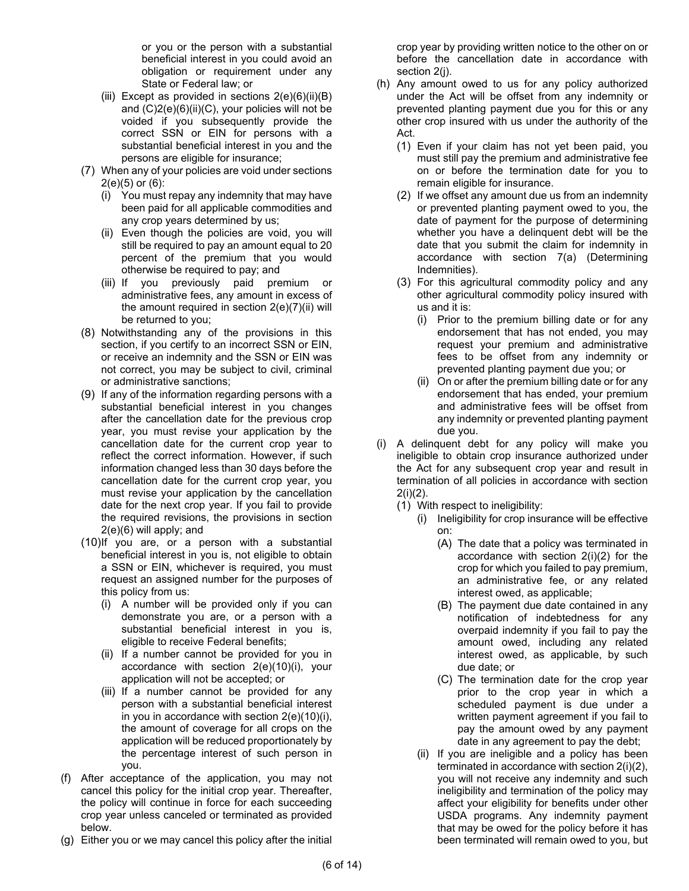or you or the person with a substantial beneficial interest in you could avoid an obligation or requirement under any State or Federal law; or

(iii) Except as provided in sections 2(e)(6)(ii)(B) and (C)2(e)(6)(ii)(C), your policies will not be voided if you subsequently provide the correct SSN or EIN for persons with a substantial beneficial interest in you and the persons are eligible for insurance;

(7) When any of your policies are void under sections 2(e)(5) or (6):

(i) You must repay any indemnity that may have been paid for all applicable commodities and any crop years determined by us;

(ii) Even though the policies are void, you will still be required to pay an amount equal to 20 percent of the premium that you would otherwise be required to pay; and

(iii) If you previously paid premium or administrative fees, any amount in excess of the amount required in section 2(e)(7)(ii) will be returned to you;

(8) Notwithstanding any of the provisions in this section, if you certify to an incorrect SSN or EIN, or receive an indemnity and the SSN or EIN was not correct, you may be subject to civil, criminal or administrative sanctions;

(9) If any of the information regarding persons with a substantial beneficial interest in you changes after the cancellation date for the previous crop year, you must revise your application by the cancellation date for the current crop year to reflect the correct information. However, if such information changed less than 30 days before the cancellation date for the current crop year, you must revise your application by the cancellation date for the next crop year. If you fail to provide the required revisions, the provisions in section 2(e)(6) will apply; and

(10) If you are, or a person with a substantial beneficial interest in you is, not eligible to obtain a SSN or EIN, whichever is required, you must request an assigned number for the purposes of this policy from us:

(i) A number will be provided only if you can demonstrate you are, or a person with a substantial beneficial interest in you is, eligible to receive Federal benefits;

(ii) If a number cannot be provided for you in accordance with section 2(e)(10)(i), your application will not be accepted; or

(iii) If a number cannot be provided for any person with a substantial beneficial interest in you in accordance with section 2(e)(10)(i), the amount of coverage for all crops on the application will be reduced proportionately by the percentage interest of such person in you.

(f) After acceptance of the application, you may not cancel this policy for the initial crop year. Thereafter, the policy will continue in force for each succeeding crop year unless canceled or terminated as provided below.

(g) Either you or we may cancel this policy after the initial crop year by providing written notice to the other on or before the cancellation date in accordance with section 2(j).

(h) Any amount owed to us for any policy authorized under the Act will be offset from any indemnity or prevented planting payment due you for this or any other crop insured with us under the authority of the Act.

(1) Even if your claim has not yet been paid, you must still pay the premium and administrative fee on or before the termination date for you to remain eligible for insurance.

(2) If we offset any amount due us from an indemnity or prevented planting payment owed to you, the date of payment for the purpose of determining whether you have a delinquent debt will be the date that you submit the claim for indemnity in accordance with section 7(a) (Determining Indemnities).

(3) For this agricultural commodity policy and any other agricultural commodity policy insured with us and it is:

(i) Prior to the premium billing date or for any endorsement that has not ended, you may request your premium and administrative fees to be offset from any indemnity or prevented planting payment due you; or

(ii) On or after the premium billing date or for any endorsement that has ended, your premium and administrative fees will be offset from any indemnity or prevented planting payment due you.

(i) A delinquent debt for any policy will make you ineligible to obtain crop insurance authorized under the Act for any subsequent crop year and result in termination of all policies in accordance with section 2(i)(2).

(1) With respect to ineligibility:

(i) Ineligibility for crop insurance will be effective on:

(A) The date that a policy was terminated in accordance with section 2(i)(2) for the crop for which you failed to pay premium, an administrative fee, or any related interest owed, as applicable;

(B) The payment due date contained in any notification of indebtedness for any overpaid indemnity if you fail to pay the amount owed, including any related interest owed, as applicable, by such due date; or

(C) The termination date for the crop year prior to the crop year in which a scheduled payment is due under a written payment agreement if you fail to pay the amount owed by any payment date in any agreement to pay the debt;

(ii) If you are ineligible and a policy has been terminated in accordance with section 2(i)(2), you will not receive any indemnity and such ineligibility and termination of the policy may affect your eligibility for benefits under other USDA programs. Any indemnity payment that may be owed for the policy before it has been terminated will remain owed to you, but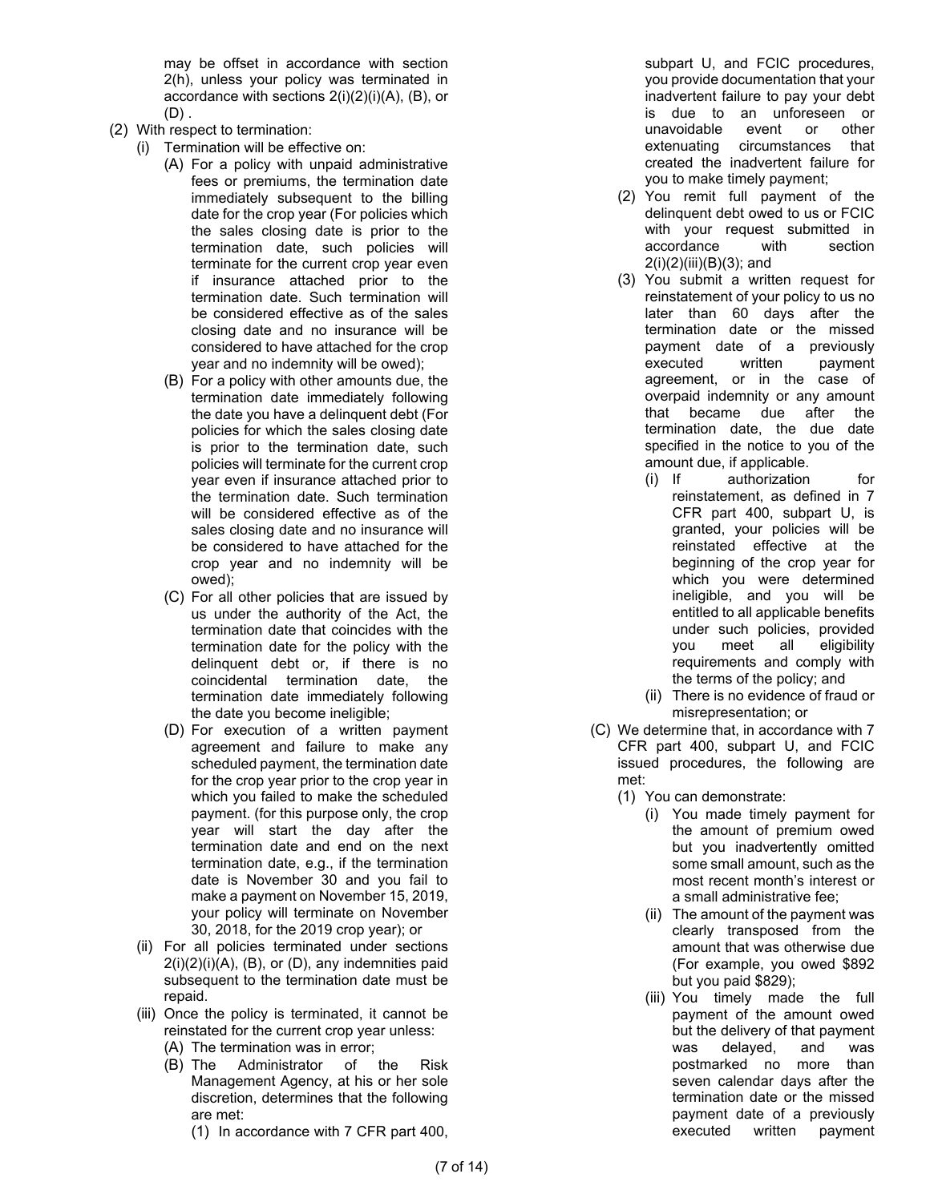may be offset in accordance with section 2(h), unless your policy was terminated in accordance with sections 2(i)(2)(i)(A), (B), or (D) .

(2) With respect to termination:

   (i) Termination will be effective on:

      (A) For a policy with unpaid administrative fees or premiums, the termination date immediately subsequent to the billing date for the crop year (For policies which the sales closing date is prior to the termination date, such policies will terminate for the current crop year even if insurance attached prior to the termination date. Such termination will be considered effective as of the sales closing date and no insurance will be considered to have attached for the crop year and no indemnity will be owed);

      (B) For a policy with other amounts due, the termination date immediately following the date you have a delinquent debt (For policies for which the sales closing date is prior to the termination date, such policies will terminate for the current crop year even if insurance attached prior to the termination date. Such termination will be considered effective as of the sales closing date and no insurance will be considered to have attached for the crop year and no indemnity will be owed);

      (C) For all other policies that are issued by us under the authority of the Act, the termination date that coincides with the termination date for the policy with the delinquent debt or, if there is no coincidental termination date, the termination date immediately following the date you become ineligible;

      (D) For execution of a written payment agreement and failure to make any scheduled payment, the termination date for the crop year prior to the crop year in which you failed to make the scheduled payment. (for this purpose only, the crop year will start the day after the termination date and end on the next termination date, e.g., if the termination date is November 30 and you fail to make a payment on November 15, 2019, your policy will terminate on November 30, 2018, for the 2019 crop year); or

   (ii) For all policies terminated under sections 2(i)(2)(i)(A), (B), or (D), any indemnities paid subsequent to the termination date must be repaid.

   (iii) Once the policy is terminated, it cannot be reinstated for the current crop year unless:

      (A) The termination was in error;

      (B) The Administrator of the Risk Management Agency, at his or her sole discretion, determines that the following are met:

         (1) In accordance with 7 CFR part 400, subpart U, and FCIC procedures, you provide documentation that your inadvertent failure to pay your debt is due to an unforeseen or unavoidable event or other extenuating circumstances that created the inadvertent failure for you to make timely payment;

         (2) You remit full payment of the delinquent debt owed to us or FCIC with your request submitted in accordance with section 2(i)(2)(iii)(B)(3); and

         (3) You submit a written request for reinstatement of your policy to us no later than 60 days after the termination date or the missed payment date of a previously executed written payment agreement, or in the case of overpaid indemnity or any amount that became due after the termination date, the due date specified in the notice to you of the amount due, if applicable.

            (i) If authorization for reinstatement, as defined in 7 CFR part 400, subpart U, is granted, your policies will be reinstated effective at the beginning of the crop year for which you were determined ineligible, and you will be entitled to all applicable benefits under such policies, provided you meet all eligibility requirements and comply with the terms of the policy; and

            (ii) There is no evidence of fraud or misrepresentation; or

      (C) We determine that, in accordance with 7 CFR part 400, subpart U, and FCIC issued procedures, the following are met:

         (1) You can demonstrate:

            (i) You made timely payment for the amount of premium owed but you inadvertently omitted some small amount, such as the most recent month's interest or a small administrative fee;

            (ii) The amount of the payment was clearly transposed from the amount that was otherwise due (For example, you owed $892 but you paid $829);

            (iii) You timely made the full payment of the amount owed but the delivery of that payment was delayed, and was postmarked no more than seven calendar days after the termination date or the missed payment date of a previously executed written payment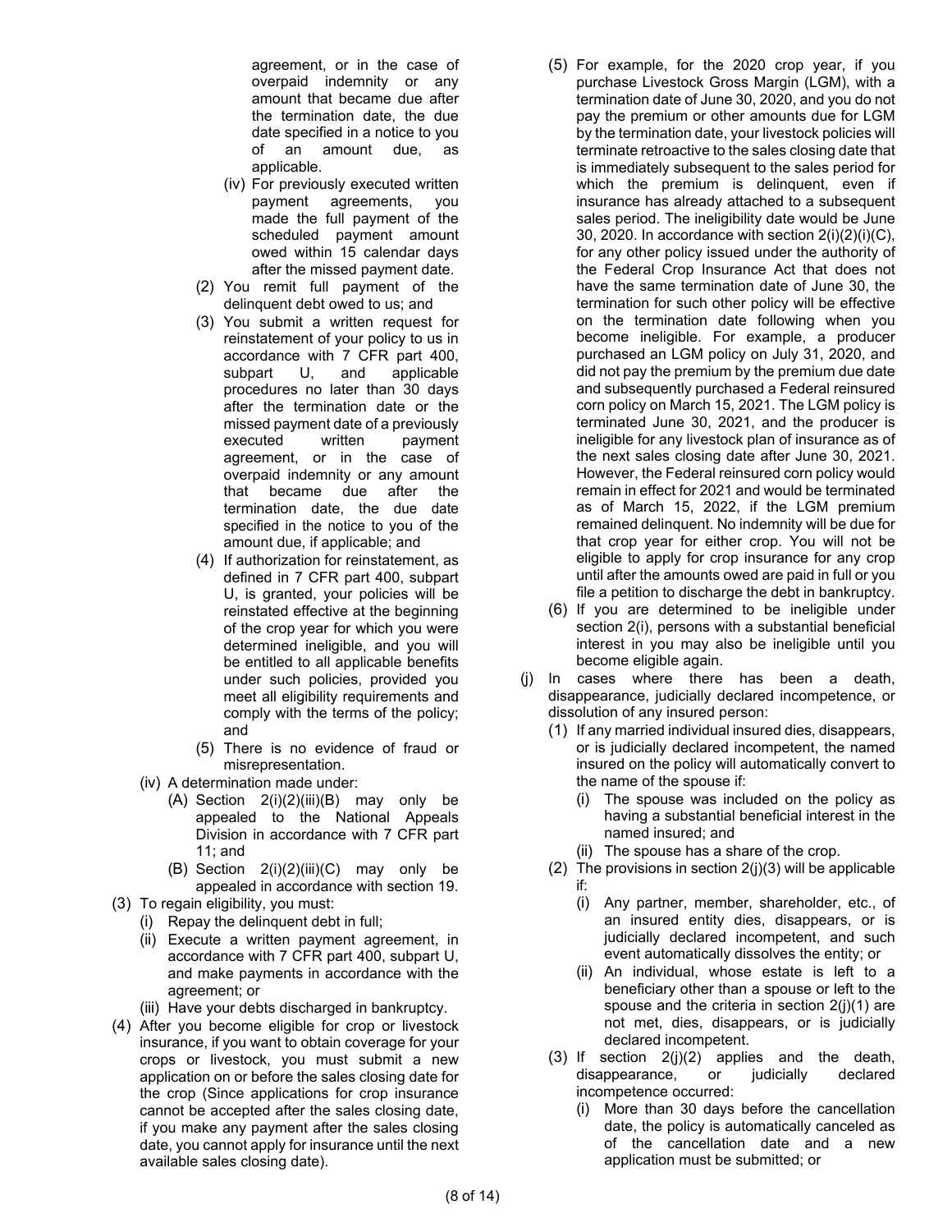agreement, or in the case of overpaid indemnity or any amount that became due after the termination date, the due date specified in a notice to you of an amount due, as applicable.

(iv) For previously executed written payment agreements, you made the full payment of the scheduled payment amount owed within 15 calendar days after the missed payment date.

(2) You remit full payment of the delinquent debt owed to us; and

(3) You submit a written request for reinstatement of your policy to us in accordance with 7 CFR part 400, subpart U, and applicable procedures no later than 30 days after the termination date or the missed payment date of a previously executed written payment agreement, or in the case of overpaid indemnity or any amount that became due after the termination date, the due date specified in the notice to you of the amount due, if applicable; and

(4) If authorization for reinstatement, as defined in 7 CFR part 400, subpart U, is granted, your policies will be reinstated effective at the beginning of the crop year for which you were determined ineligible, and you will be entitled to all applicable benefits under such policies, provided you meet all eligibility requirements and comply with the terms of the policy; and

(5) There is no evidence of fraud or misrepresentation.

(iv) A determination made under:

(A) Section 2(i)(2)(iii)(B) may only be appealed to the National Appeals Division in accordance with 7 CFR part 11; and

(B) Section 2(i)(2)(iii)(C) may only be appealed in accordance with section 19.

(3) To regain eligibility, you must:

(i) Repay the delinquent debt in full;

(ii) Execute a written payment agreement, in accordance with 7 CFR part 400, subpart U, and make payments in accordance with the agreement; or

(iii) Have your debts discharged in bankruptcy.

(4) After you become eligible for crop or livestock insurance, if you want to obtain coverage for your crops or livestock, you must submit a new application on or before the sales closing date for the crop (Since applications for crop insurance cannot be accepted after the sales closing date, if you make any payment after the sales closing date, you cannot apply for insurance until the next available sales closing date).

(5) For example, for the 2020 crop year, if you purchase Livestock Gross Margin (LGM), with a termination date of June 30, 2020, and you do not pay the premium or other amounts due for LGM by the termination date, your livestock policies will terminate retroactive to the sales closing date that is immediately subsequent to the sales period for which the premium is delinquent, even if insurance has already attached to a subsequent sales period. The ineligibility date would be June 30, 2020. In accordance with section 2(i)(2)(i)(C), for any other policy issued under the authority of the Federal Crop Insurance Act that does not have the same termination date of June 30, the termination for such other policy will be effective on the termination date following when you become ineligible. For example, a producer purchased an LGM policy on July 31, 2020, and did not pay the premium by the premium due date and subsequently purchased a Federal reinsured corn policy on March 15, 2021. The LGM policy is terminated June 30, 2021, and the producer is ineligible for any livestock plan of insurance as of the next sales closing date after June 30, 2021. However, the Federal reinsured corn policy would remain in effect for 2021 and would be terminated as of March 15, 2022, if the LGM premium remained delinquent. No indemnity will be due for that crop year for either crop. You will not be eligible to apply for crop insurance for any crop until after the amounts owed are paid in full or you file a petition to discharge the debt in bankruptcy.

(6) If you are determined to be ineligible under section 2(i), persons with a substantial beneficial interest in you may also be ineligible until you become eligible again.

(j) In cases where there has been a death, disappearance, judicially declared incompetence, or dissolution of any insured person:

(1) If any married individual insured dies, disappears, or is judicially declared incompetent, the named insured on the policy will automatically convert to the name of the spouse if:

(i) The spouse was included on the policy as having a substantial beneficial interest in the named insured; and

(ii) The spouse has a share of the crop.

(2) The provisions in section 2(j)(3) will be applicable if:

(i) Any partner, member, shareholder, etc., of an insured entity dies, disappears, or is judicially declared incompetent, and such event automatically dissolves the entity; or

(ii) An individual, whose estate is left to a beneficiary other than a spouse or left to the spouse and the criteria in section 2(j)(1) are not met, dies, disappears, or is judicially declared incompetent.

(3) If section 2(j)(2) applies and the death, disappearance, or judicially declared incompetence occurred:

(i) More than 30 days before the cancellation date, the policy is automatically canceled as of the cancellation date and a new application must be submitted; or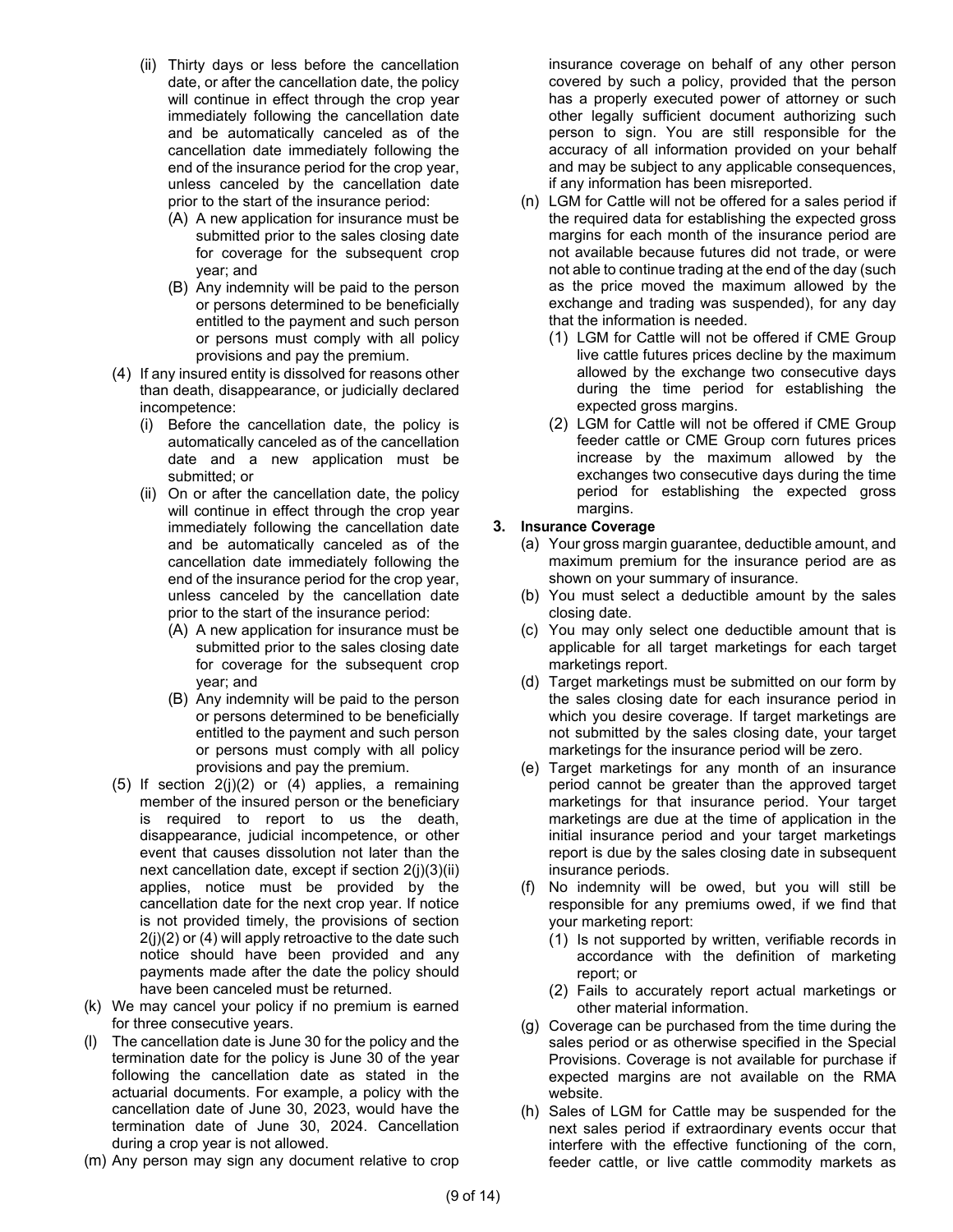(ii) Thirty days or less before the cancellation date, or after the cancellation date, the policy will continue in effect through the crop year immediately following the cancellation date and be automatically canceled as of the cancellation date immediately following the end of the insurance period for the crop year, unless canceled by the cancellation date prior to the start of the insurance period:

(A) A new application for insurance must be submitted prior to the sales closing date for coverage for the subsequent crop year; and

(B) Any indemnity will be paid to the person or persons determined to be beneficially entitled to the payment and such person or persons must comply with all policy provisions and pay the premium.

(4) If any insured entity is dissolved for reasons other than death, disappearance, or judicially declared incompetence:

(i) Before the cancellation date, the policy is automatically canceled as of the cancellation date and a new application must be submitted; or

(ii) On or after the cancellation date, the policy will continue in effect through the crop year immediately following the cancellation date and be automatically canceled as of the cancellation date immediately following the end of the insurance period for the crop year, unless canceled by the cancellation date prior to the start of the insurance period:

(A) A new application for insurance must be submitted prior to the sales closing date for coverage for the subsequent crop year; and

(B) Any indemnity will be paid to the person or persons determined to be beneficially entitled to the payment and such person or persons must comply with all policy provisions and pay the premium.

(5) If section 2(j)(2) or (4) applies, a remaining member of the insured person or the beneficiary is required to report to us the death, disappearance, judicial incompetence, or other event that causes dissolution not later than the next cancellation date, except if section 2(j)(3)(ii) applies, notice must be provided by the cancellation date for the next crop year. If notice is not provided timely, the provisions of section 2(j)(2) or (4) will apply retroactive to the date such notice should have been provided and any payments made after the date the policy should have been canceled must be returned.

(k) We may cancel your policy if no premium is earned for three consecutive years.

(l) The cancellation date is June 30 for the policy and the termination date for the policy is June 30 of the year following the cancellation date as stated in the actuarial documents. For example, a policy with the cancellation date of June 30, 2023, would have the termination date of June 30, 2024. Cancellation during a crop year is not allowed.

(m) Any person may sign any document relative to crop insurance coverage on behalf of any other person covered by such a policy, provided that the person has a properly executed power of attorney or such other legally sufficient document authorizing such person to sign. You are still responsible for the accuracy of all information provided on your behalf and may be subject to any applicable consequences, if any information has been misreported.

(n) LGM for Cattle will not be offered for a sales period if the required data for establishing the expected gross margins for each month of the insurance period are not available because futures did not trade, or were not able to continue trading at the end of the day (such as the price moved the maximum allowed by the exchange and trading was suspended), for any day that the information is needed.

(1) LGM for Cattle will not be offered if CME Group live cattle futures prices decline by the maximum allowed by the exchange two consecutive days during the time period for establishing the expected gross margins.

(2) LGM for Cattle will not be offered if CME Group feeder cattle or CME Group corn futures prices increase by the maximum allowed by the exchanges two consecutive days during the time period for establishing the expected gross margins.

**3. Insurance Coverage**

(a) Your gross margin guarantee, deductible amount, and maximum premium for the insurance period are as shown on your summary of insurance.

(b) You must select a deductible amount by the sales closing date.

(c) You may only select one deductible amount that is applicable for all target marketings for each target marketings report.

(d) Target marketings must be submitted on our form by the sales closing date for each insurance period in which you desire coverage. If target marketings are not submitted by the sales closing date, your target marketings for the insurance period will be zero.

(e) Target marketings for any month of an insurance period cannot be greater than the approved target marketings for that insurance period. Your target marketings are due at the time of application in the initial insurance period and your target marketings report is due by the sales closing date in subsequent insurance periods.

(f) No indemnity will be owed, but you will still be responsible for any premiums owed, if we find that your marketing report:

(1) Is not supported by written, verifiable records in accordance with the definition of marketing report; or

(2) Fails to accurately report actual marketings or other material information.

(g) Coverage can be purchased from the time during the sales period or as otherwise specified in the Special Provisions. Coverage is not available for purchase if expected margins are not available on the RMA website.

(h) Sales of LGM for Cattle may be suspended for the next sales period if extraordinary events occur that interfere with the effective functioning of the corn, feeder cattle, or live cattle commodity markets as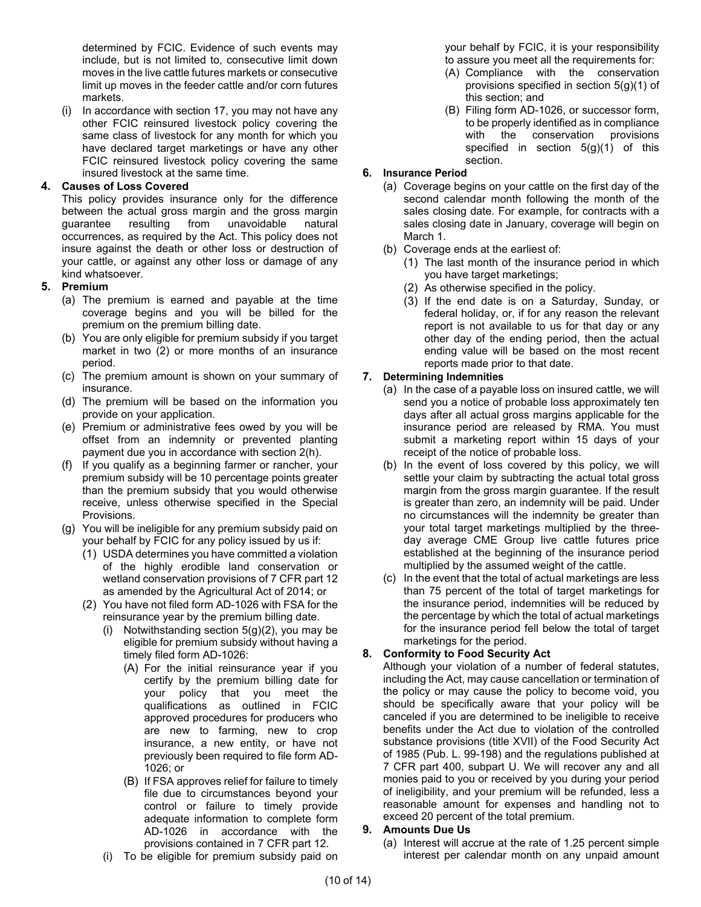determined by FCIC. Evidence of such events may include, but is not limited to, consecutive limit down moves in the live cattle futures markets or consecutive limit up moves in the feeder cattle and/or corn futures markets.

(i) In accordance with section 17, you may not have any other FCIC reinsured livestock policy covering the same class of livestock for any month for which you have declared target marketings or have any other FCIC reinsured livestock policy covering the same insured livestock at the same time.

**4. Causes of Loss Covered**

This policy provides insurance only for the difference between the actual gross margin and the gross margin guarantee resulting from unavoidable natural occurrences, as required by the Act. This policy does not insure against the death or other loss or destruction of your cattle, or against any other loss or damage of any kind whatsoever.

**5. Premium**

(a) The premium is earned and payable at the time coverage begins and you will be billed for the premium on the premium billing date.

(b) You are only eligible for premium subsidy if you target market in two (2) or more months of an insurance period.

(c) The premium amount is shown on your summary of insurance.

(d) The premium will be based on the information you provide on your application.

(e) Premium or administrative fees owed by you will be offset from an indemnity or prevented planting payment due you in accordance with section 2(h).

(f) If you qualify as a beginning farmer or rancher, your premium subsidy will be 10 percentage points greater than the premium subsidy that you would otherwise receive, unless otherwise specified in the Special Provisions.

(g) You will be ineligible for any premium subsidy paid on your behalf by FCIC for any policy issued by us if:

(1) USDA determines you have committed a violation of the highly erodible land conservation or wetland conservation provisions of 7 CFR part 12 as amended by the Agricultural Act of 2014; or

(2) You have not filed form AD-1026 with FSA for the reinsurance year by the premium billing date.

(i) Notwithstanding section 5(g)(2), you may be eligible for premium subsidy without having a timely filed form AD-1026:

(A) For the initial reinsurance year if you certify by the premium billing date for your policy that you meet the qualifications as outlined in FCIC approved procedures for producers who are new to farming, new to crop insurance, a new entity, or have not previously been required to file form AD-1026; or

(B) If FSA approves relief for failure to timely file due to circumstances beyond your control or failure to timely provide adequate information to complete form AD-1026 in accordance with the provisions contained in 7 CFR part 12.

(i) To be eligible for premium subsidy paid on your behalf by FCIC, it is your responsibility to assure you meet all the requirements for:

(A) Compliance with the conservation provisions specified in section 5(g)(1) of this section; and

(B) Filing form AD-1026, or successor form, to be properly identified as in compliance with the conservation provisions specified in section 5(g)(1) of this section.

**6. Insurance Period**

(a) Coverage begins on your cattle on the first day of the second calendar month following the month of the sales closing date. For example, for contracts with a sales closing date in January, coverage will begin on March 1.

(b) Coverage ends at the earliest of:

(1) The last month of the insurance period in which you have target marketings;

(2) As otherwise specified in the policy.

(3) If the end date is on a Saturday, Sunday, or federal holiday, or, if for any reason the relevant report is not available to us for that day or any other day of the ending period, then the actual ending value will be based on the most recent reports made prior to that date.

**7. Determining Indemnities**

(a) In the case of a payable loss on insured cattle, we will send you a notice of probable loss approximately ten days after all actual gross margins applicable for the insurance period are released by RMA. You must submit a marketing report within 15 days of your receipt of the notice of probable loss.

(b) In the event of loss covered by this policy, we will settle your claim by subtracting the actual total gross margin from the gross margin guarantee. If the result is greater than zero, an indemnity will be paid. Under no circumstances will the indemnity be greater than your total target marketings multiplied by the three-day average CME Group live cattle futures price established at the beginning of the insurance period multiplied by the assumed weight of the cattle.

(c) In the event that the total of actual marketings are less than 75 percent of the total of target marketings for the insurance period, indemnities will be reduced by the percentage by which the total of actual marketings for the insurance period fell below the total of target marketings for the period.

**8. Conformity to Food Security Act**

Although your violation of a number of federal statutes, including the Act, may cause cancellation or termination of the policy or may cause the policy to become void, you should be specifically aware that your policy will be canceled if you are determined to be ineligible to receive benefits under the Act due to violation of the controlled substance provisions (title XVII) of the Food Security Act of 1985 (Pub. L. 99-198) and the regulations published at 7 CFR part 400, subpart U. We will recover any and all monies paid to you or received by you during your period of ineligibility, and your premium will be refunded, less a reasonable amount for expenses and handling not to exceed 20 percent of the total premium.

**9. Amounts Due Us**

(a) Interest will accrue at the rate of 1.25 percent simple interest per calendar month on any unpaid amount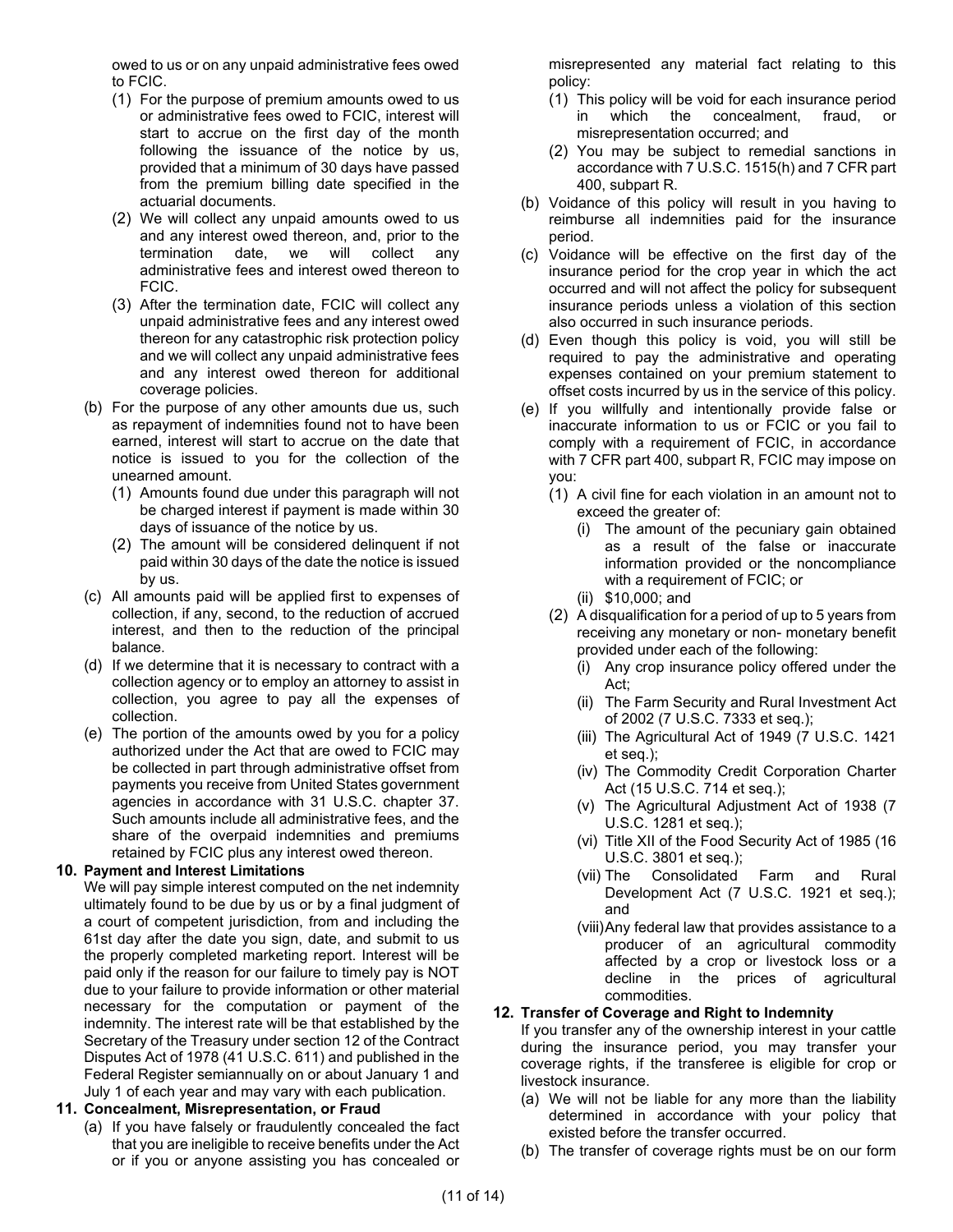owed to us or on any unpaid administrative fees owed to FCIC.

(1) For the purpose of premium amounts owed to us or administrative fees owed to FCIC, interest will start to accrue on the first day of the month following the issuance of the notice by us, provided that a minimum of 30 days have passed from the premium billing date specified in the actuarial documents.

(2) We will collect any unpaid amounts owed to us and any interest owed thereon, and, prior to the termination date, we will collect any administrative fees and interest owed thereon to FCIC.

(3) After the termination date, FCIC will collect any unpaid administrative fees and any interest owed thereon for any catastrophic risk protection policy and we will collect any unpaid administrative fees and any interest owed thereon for additional coverage policies.

(b) For the purpose of any other amounts due us, such as repayment of indemnities found not to have been earned, interest will start to accrue on the date that notice is issued to you for the collection of the unearned amount.

(1) Amounts found due under this paragraph will not be charged interest if payment is made within 30 days of issuance of the notice by us.

(2) The amount will be considered delinquent if not paid within 30 days of the date the notice is issued by us.

(c) All amounts paid will be applied first to expenses of collection, if any, second, to the reduction of accrued interest, and then to the reduction of the principal balance.

(d) If we determine that it is necessary to contract with a collection agency or to employ an attorney to assist in collection, you agree to pay all the expenses of collection.

(e) The portion of the amounts owed by you for a policy authorized under the Act that are owed to FCIC may be collected in part through administrative offset from payments you receive from United States government agencies in accordance with 31 U.S.C. chapter 37. Such amounts include all administrative fees, and the share of the overpaid indemnities and premiums retained by FCIC plus any interest owed thereon.

**10. Payment and Interest Limitations**

We will pay simple interest computed on the net indemnity ultimately found to be due by us or by a final judgment of a court of competent jurisdiction, from and including the 61st day after the date you sign, date, and submit to us the properly completed marketing report. Interest will be paid only if the reason for our failure to timely pay is NOT due to your failure to provide information or other material necessary for the computation or payment of the indemnity. The interest rate will be that established by the Secretary of the Treasury under section 12 of the Contract Disputes Act of 1978 (41 U.S.C. 611) and published in the Federal Register semiannually on or about January 1 and July 1 of each year and may vary with each publication.

**11. Concealment, Misrepresentation, or Fraud**

(a) If you have falsely or fraudulently concealed the fact that you are ineligible to receive benefits under the Act or if you or anyone assisting you has concealed or misrepresented any material fact relating to this policy:

(1) This policy will be void for each insurance period in which the concealment, fraud, or misrepresentation occurred; and

(2) You may be subject to remedial sanctions in accordance with 7 U.S.C. 1515(h) and 7 CFR part 400, subpart R.

(b) Voidance of this policy will result in you having to reimburse all indemnities paid for the insurance period.

(c) Voidance will be effective on the first day of the insurance period for the crop year in which the act occurred and will not affect the policy for subsequent insurance periods unless a violation of this section also occurred in such insurance periods.

(d) Even though this policy is void, you will still be required to pay the administrative and operating expenses contained on your premium statement to offset costs incurred by us in the service of this policy.

(e) If you willfully and intentionally provide false or inaccurate information to us or FCIC or you fail to comply with a requirement of FCIC, in accordance with 7 CFR part 400, subpart R, FCIC may impose on you:

(1) A civil fine for each violation in an amount not to exceed the greater of:

(i) The amount of the pecuniary gain obtained as a result of the false or inaccurate information provided or the noncompliance with a requirement of FCIC; or

(ii) $10,000; and

(2) A disqualification for a period of up to 5 years from receiving any monetary or non- monetary benefit provided under each of the following:

(i) Any crop insurance policy offered under the Act;

(ii) The Farm Security and Rural Investment Act of 2002 (7 U.S.C. 7333 et seq.);

(iii) The Agricultural Act of 1949 (7 U.S.C. 1421 et seq.);

(iv) The Commodity Credit Corporation Charter Act (15 U.S.C. 714 et seq.);

(v) The Agricultural Adjustment Act of 1938 (7 U.S.C. 1281 et seq.);

(vi) Title XII of the Food Security Act of 1985 (16 U.S.C. 3801 et seq.);

(vii) The Consolidated Farm and Rural Development Act (7 U.S.C. 1921 et seq.); and

(viii) Any federal law that provides assistance to a producer of an agricultural commodity affected by a crop or livestock loss or a decline in the prices of agricultural commodities.

**12. Transfer of Coverage and Right to Indemnity**

If you transfer any of the ownership interest in your cattle during the insurance period, you may transfer your coverage rights, if the transferee is eligible for crop or livestock insurance.

(a) We will not be liable for any more than the liability determined in accordance with your policy that existed before the transfer occurred.

(b) The transfer of coverage rights must be on our form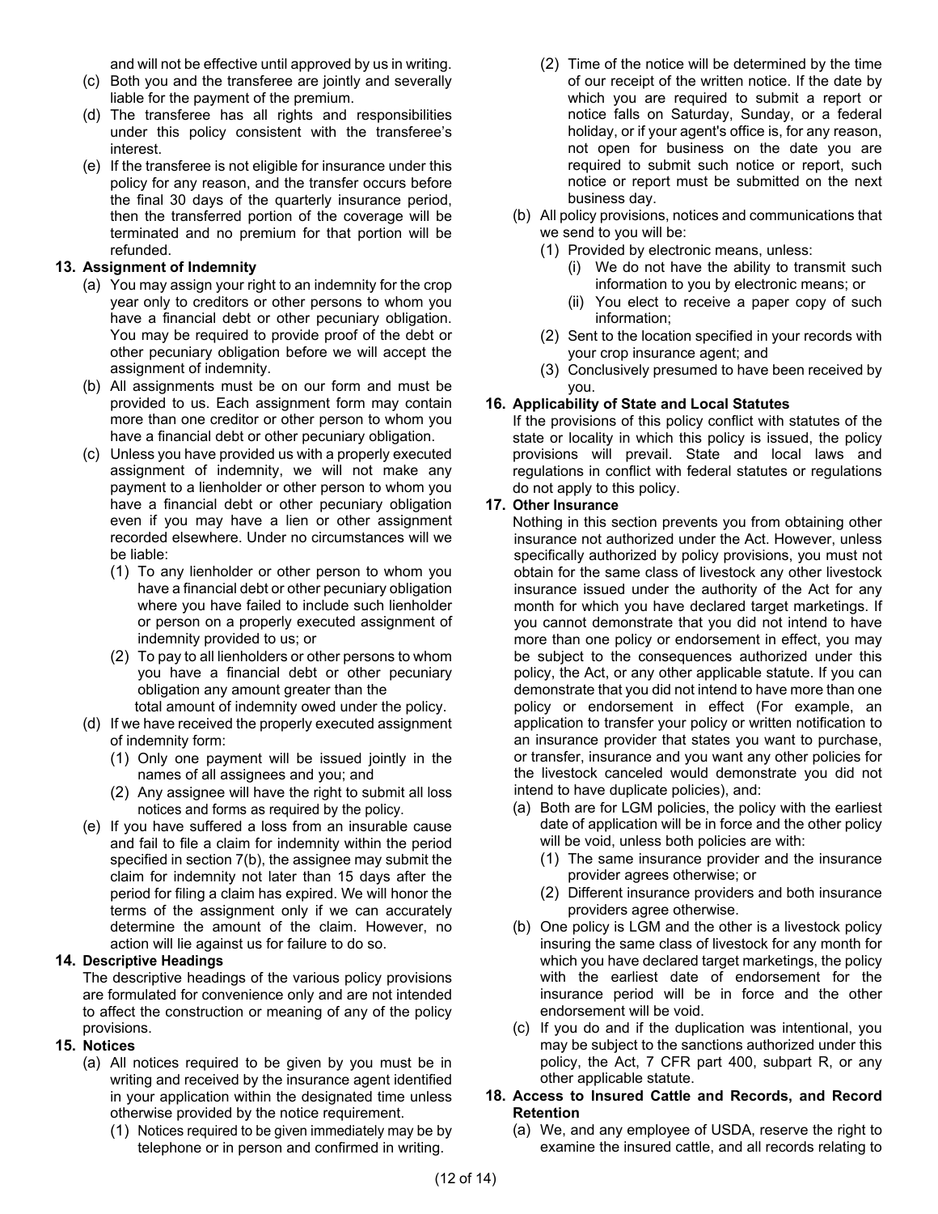and will not be effective until approved by us in writing.

(c) Both you and the transferee are jointly and severally liable for the payment of the premium.

(d) The transferee has all rights and responsibilities under this policy consistent with the transferee's interest.

(e) If the transferee is not eligible for insurance under this policy for any reason, and the transfer occurs before the final 30 days of the quarterly insurance period, then the transferred portion of the coverage will be terminated and no premium for that portion will be refunded.

**13. Assignment of Indemnity**

(a) You may assign your right to an indemnity for the crop year only to creditors or other persons to whom you have a financial debt or other pecuniary obligation. You may be required to provide proof of the debt or other pecuniary obligation before we will accept the assignment of indemnity.

(b) All assignments must be on our form and must be provided to us. Each assignment form may contain more than one creditor or other person to whom you have a financial debt or other pecuniary obligation.

(c) Unless you have provided us with a properly executed assignment of indemnity, we will not make any payment to a lienholder or other person to whom you have a financial debt or other pecuniary obligation even if you may have a lien or other assignment recorded elsewhere. Under no circumstances will we be liable:

(1) To any lienholder or other person to whom you have a financial debt or other pecuniary obligation where you have failed to include such lienholder or person on a properly executed assignment of indemnity provided to us; or

(2) To pay to all lienholders or other persons to whom you have a financial debt or other pecuniary obligation any amount greater than the total amount of indemnity owed under the policy.

(d) If we have received the properly executed assignment of indemnity form:

(1) Only one payment will be issued jointly in the names of all assignees and you; and

(2) Any assignee will have the right to submit all loss notices and forms as required by the policy.

(e) If you have suffered a loss from an insurable cause and fail to file a claim for indemnity within the period specified in section 7(b), the assignee may submit the claim for indemnity not later than 15 days after the period for filing a claim has expired. We will honor the terms of the assignment only if we can accurately determine the amount of the claim. However, no action will lie against us for failure to do so.

**14. Descriptive Headings**

The descriptive headings of the various policy provisions are formulated for convenience only and are not intended to affect the construction or meaning of any of the policy provisions.

**15. Notices**

(a) All notices required to be given by you must be in writing and received by the insurance agent identified in your application within the designated time unless otherwise provided by the notice requirement.

(1) Notices required to be given immediately may be by telephone or in person and confirmed in writing.

(2) Time of the notice will be determined by the time of our receipt of the written notice. If the date by which you are required to submit a report or notice falls on Saturday, Sunday, or a federal holiday, or if your agent's office is, for any reason, not open for business on the date you are required to submit such notice or report, such notice or report must be submitted on the next business day.

(b) All policy provisions, notices and communications that we send to you will be:

(1) Provided by electronic means, unless:

(i) We do not have the ability to transmit such information to you by electronic means; or

(ii) You elect to receive a paper copy of such information;

(2) Sent to the location specified in your records with your crop insurance agent; and

(3) Conclusively presumed to have been received by you.

**16. Applicability of State and Local Statutes**

If the provisions of this policy conflict with statutes of the state or locality in which this policy is issued, the policy provisions will prevail. State and local laws and regulations in conflict with federal statutes or regulations do not apply to this policy.

**17. Other Insurance**

Nothing in this section prevents you from obtaining other insurance not authorized under the Act. However, unless specifically authorized by policy provisions, you must not obtain for the same class of livestock any other livestock insurance issued under the authority of the Act for any month for which you have declared target marketings. If you cannot demonstrate that you did not intend to have more than one policy or endorsement in effect, you may be subject to the consequences authorized under this policy, the Act, or any other applicable statute. If you can demonstrate that you did not intend to have more than one policy or endorsement in effect (For example, an application to transfer your policy or written notification to an insurance provider that states you want to purchase, or transfer, insurance and you want any other policies for the livestock canceled would demonstrate you did not intend to have duplicate policies), and:

(a) Both are for LGM policies, the policy with the earliest date of application will be in force and the other policy will be void, unless both policies are with:

(1) The same insurance provider and the insurance provider agrees otherwise; or

(2) Different insurance providers and both insurance providers agree otherwise.

(b) One policy is LGM and the other is a livestock policy insuring the same class of livestock for any month for which you have declared target marketings, the policy with the earliest date of endorsement for the insurance period will be in force and the other endorsement will be void.

(c) If you do and if the duplication was intentional, you may be subject to the sanctions authorized under this policy, the Act, 7 CFR part 400, subpart R, or any other applicable statute.

**18. Access to Insured Cattle and Records, and Record Retention**

(a) We, and any employee of USDA, reserve the right to examine the insured cattle, and all records relating to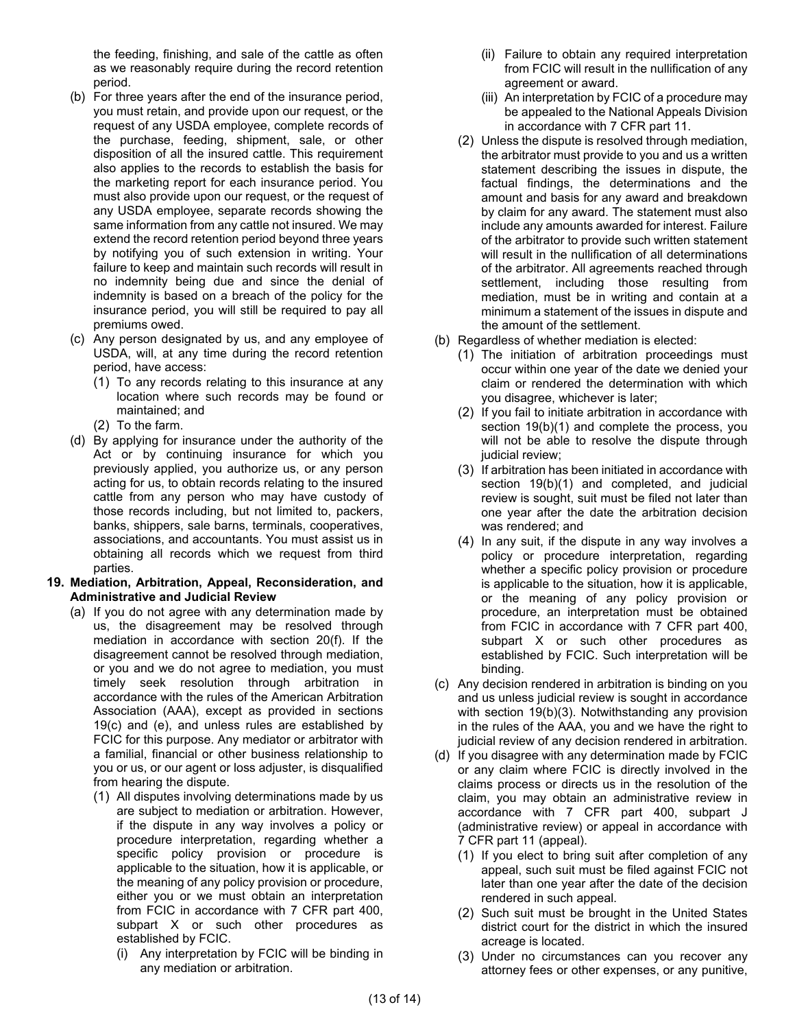the feeding, finishing, and sale of the cattle as often as we reasonably require during the record retention period.

(b) For three years after the end of the insurance period, you must retain, and provide upon our request, or the request of any USDA employee, complete records of the purchase, feeding, shipment, sale, or other disposition of all the insured cattle. This requirement also applies to the records to establish the basis for the marketing report for each insurance period. You must also provide upon our request, or the request of any USDA employee, separate records showing the same information from any cattle not insured. We may extend the record retention period beyond three years by notifying you of such extension in writing. Your failure to keep and maintain such records will result in no indemnity being due and since the denial of indemnity is based on a breach of the policy for the insurance period, you will still be required to pay all premiums owed.

(c) Any person designated by us, and any employee of USDA, will, at any time during the record retention period, have access:

(1) To any records relating to this insurance at any location where such records may be found or maintained; and

(2) To the farm.

(d) By applying for insurance under the authority of the Act or by continuing insurance for which you previously applied, you authorize us, or any person acting for us, to obtain records relating to the insured cattle from any person who may have custody of those records including, but not limited to, packers, banks, shippers, sale barns, terminals, cooperatives, associations, and accountants. You must assist us in obtaining all records which we request from third parties.

**19. Mediation, Arbitration, Appeal, Reconsideration, and Administrative and Judicial Review**

(a) If you do not agree with any determination made by us, the disagreement may be resolved through mediation in accordance with section 20(f). If the disagreement cannot be resolved through mediation, or you and we do not agree to mediation, you must timely seek resolution through arbitration in accordance with the rules of the American Arbitration Association (AAA), except as provided in sections 19(c) and (e), and unless rules are established by FCIC for this purpose. Any mediator or arbitrator with a familial, financial or other business relationship to you or us, or our agent or loss adjuster, is disqualified from hearing the dispute.

(1) All disputes involving determinations made by us are subject to mediation or arbitration. However, if the dispute in any way involves a policy or procedure interpretation, regarding whether a specific policy provision or procedure is applicable to the situation, how it is applicable, or the meaning of any policy provision or procedure, either you or we must obtain an interpretation from FCIC in accordance with 7 CFR part 400, subpart X or such other procedures as established by FCIC.

(i) Any interpretation by FCIC will be binding in any mediation or arbitration.

(ii) Failure to obtain any required interpretation from FCIC will result in the nullification of any agreement or award.

(iii) An interpretation by FCIC of a procedure may be appealed to the National Appeals Division in accordance with 7 CFR part 11.

(2) Unless the dispute is resolved through mediation, the arbitrator must provide to you and us a written statement describing the issues in dispute, the factual findings, the determinations and the amount and basis for any award and breakdown by claim for any award. The statement must also include any amounts awarded for interest. Failure of the arbitrator to provide such written statement will result in the nullification of all determinations of the arbitrator. All agreements reached through settlement, including those resulting from mediation, must be in writing and contain at a minimum a statement of the issues in dispute and the amount of the settlement.

(b) Regardless of whether mediation is elected:

(1) The initiation of arbitration proceedings must occur within one year of the date we denied your claim or rendered the determination with which you disagree, whichever is later;

(2) If you fail to initiate arbitration in accordance with section 19(b)(1) and complete the process, you will not be able to resolve the dispute through judicial review;

(3) If arbitration has been initiated in accordance with section 19(b)(1) and completed, and judicial review is sought, suit must be filed not later than one year after the date the arbitration decision was rendered; and

(4) In any suit, if the dispute in any way involves a policy or procedure interpretation, regarding whether a specific policy provision or procedure is applicable to the situation, how it is applicable, or the meaning of any policy provision or procedure, an interpretation must be obtained from FCIC in accordance with 7 CFR part 400, subpart X or such other procedures as established by FCIC. Such interpretation will be binding.

(c) Any decision rendered in arbitration is binding on you and us unless judicial review is sought in accordance with section 19(b)(3). Notwithstanding any provision in the rules of the AAA, you and we have the right to judicial review of any decision rendered in arbitration.

(d) If you disagree with any determination made by FCIC or any claim where FCIC is directly involved in the claims process or directs us in the resolution of the claim, you may obtain an administrative review in accordance with 7 CFR part 400, subpart J (administrative review) or appeal in accordance with 7 CFR part 11 (appeal).

(1) If you elect to bring suit after completion of any appeal, such suit must be filed against FCIC not later than one year after the date of the decision rendered in such appeal.

(2) Such suit must be brought in the United States district court for the district in which the insured acreage is located.

(3) Under no circumstances can you recover any attorney fees or other expenses, or any punitive,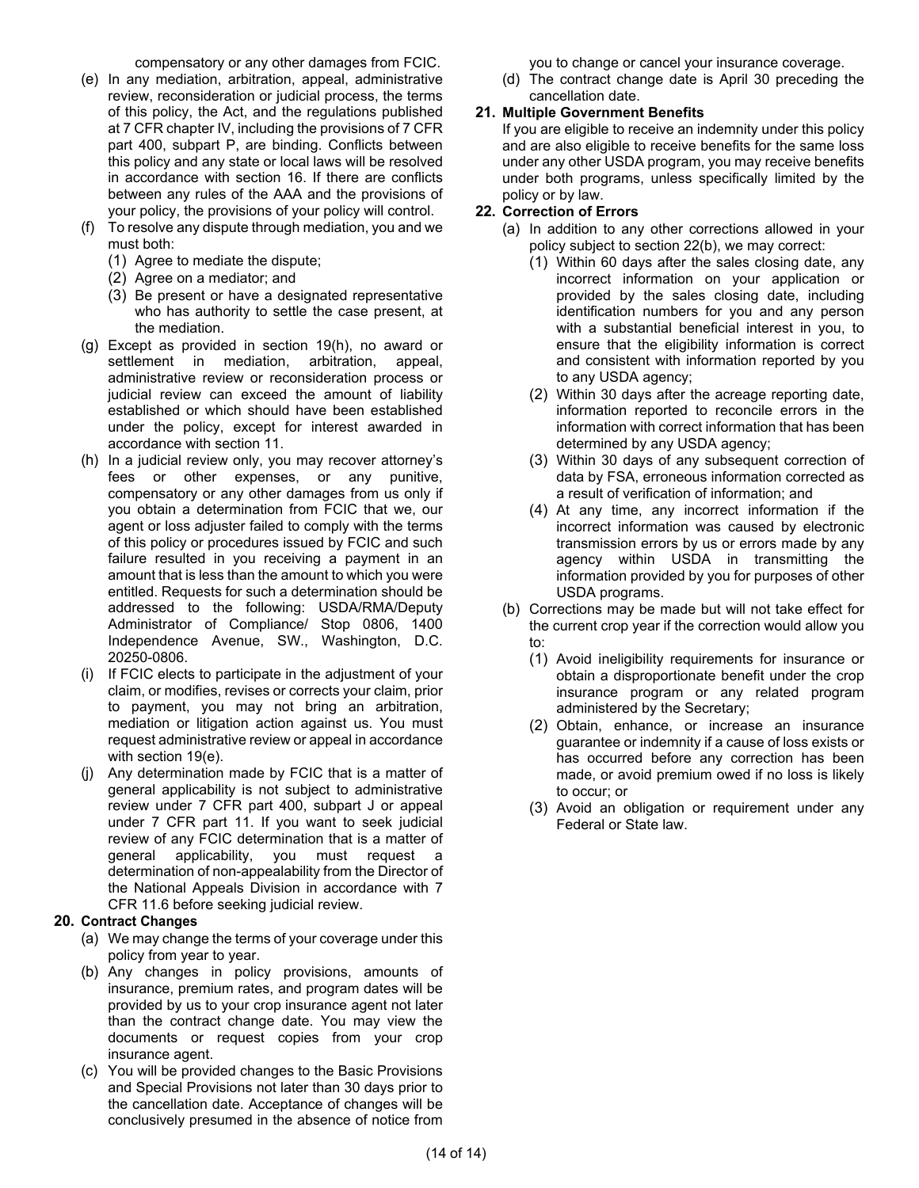compensatory or any other damages from FCIC.

(e) In any mediation, arbitration, appeal, administrative review, reconsideration or judicial process, the terms of this policy, the Act, and the regulations published at 7 CFR chapter IV, including the provisions of 7 CFR part 400, subpart P, are binding. Conflicts between this policy and any state or local laws will be resolved in accordance with section 16. If there are conflicts between any rules of the AAA and the provisions of your policy, the provisions of your policy will control.

(f) To resolve any dispute through mediation, you and we must both:

  (1) Agree to mediate the dispute;

  (2) Agree on a mediator; and

  (3) Be present or have a designated representative who has authority to settle the case present, at the mediation.

(g) Except as provided in section 19(h), no award or settlement in mediation, arbitration, appeal, administrative review or reconsideration process or judicial review can exceed the amount of liability established or which should have been established under the policy, except for interest awarded in accordance with section 11.

(h) In a judicial review only, you may recover attorney's fees or other expenses, or any punitive, compensatory or any other damages from us only if you obtain a determination from FCIC that we, our agent or loss adjuster failed to comply with the terms of this policy or procedures issued by FCIC and such failure resulted in you receiving a payment in an amount that is less than the amount to which you were entitled. Requests for such a determination should be addressed to the following: USDA/RMA/Deputy Administrator of Compliance/ Stop 0806, 1400 Independence Avenue, SW., Washington, D.C. 20250-0806.

(i) If FCIC elects to participate in the adjustment of your claim, or modifies, revises or corrects your claim, prior to payment, you may not bring an arbitration, mediation or litigation action against us. You must request administrative review or appeal in accordance with section 19(e).

(j) Any determination made by FCIC that is a matter of general applicability is not subject to administrative review under 7 CFR part 400, subpart J or appeal under 7 CFR part 11. If you want to seek judicial review of any FCIC determination that is a matter of general applicability, you must request a determination of non-appealability from the Director of the National Appeals Division in accordance with 7 CFR 11.6 before seeking judicial review.

**20. Contract Changes**

(a) We may change the terms of your coverage under this policy from year to year.

(b) Any changes in policy provisions, amounts of insurance, premium rates, and program dates will be provided by us to your crop insurance agent not later than the contract change date. You may view the documents or request copies from your crop insurance agent.

(c) You will be provided changes to the Basic Provisions and Special Provisions not later than 30 days prior to the cancellation date. Acceptance of changes will be conclusively presumed in the absence of notice from you to change or cancel your insurance coverage.

(d) The contract change date is April 30 preceding the cancellation date.

**21. Multiple Government Benefits**

If you are eligible to receive an indemnity under this policy and are also eligible to receive benefits for the same loss under any other USDA program, you may receive benefits under both programs, unless specifically limited by the policy or by law.

**22. Correction of Errors**

(a) In addition to any other corrections allowed in your policy subject to section 22(b), we may correct:

  (1) Within 60 days after the sales closing date, any incorrect information on your application or provided by the sales closing date, including identification numbers for you and any person with a substantial beneficial interest in you, to ensure that the eligibility information is correct and consistent with information reported by you to any USDA agency;

  (2) Within 30 days after the acreage reporting date, information reported to reconcile errors in the information with correct information that has been determined by any USDA agency;

  (3) Within 30 days of any subsequent correction of data by FSA, erroneous information corrected as a result of verification of information; and

  (4) At any time, any incorrect information if the incorrect information was caused by electronic transmission errors by us or errors made by any agency within USDA in transmitting the information provided by you for purposes of other USDA programs.

(b) Corrections may be made but will not take effect for the current crop year if the correction would allow you to:

  (1) Avoid ineligibility requirements for insurance or obtain a disproportionate benefit under the crop insurance program or any related program administered by the Secretary;

  (2) Obtain, enhance, or increase an insurance guarantee or indemnity if a cause of loss exists or has occurred before any correction has been made, or avoid premium owed if no loss is likely to occur; or

  (3) Avoid an obligation or requirement under any Federal or State law.